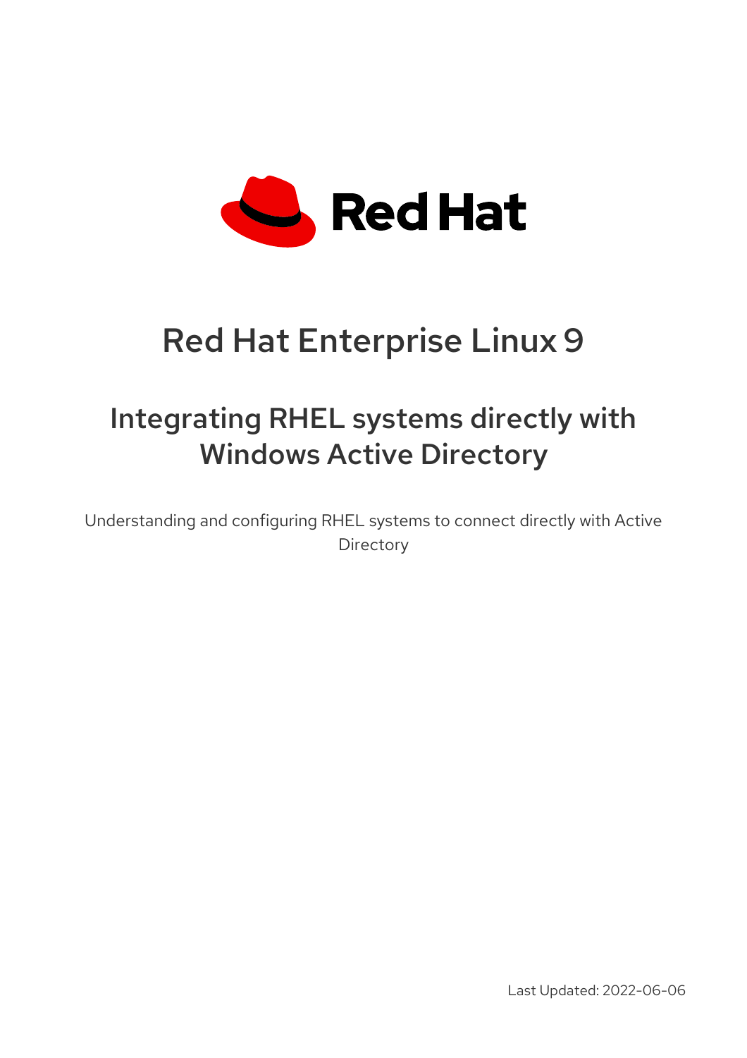Red Hat

# Red Hat Enterprise Linux 9

## Integrating RHEL systems directly with Windows Active Directory

Understanding and configuring RHEL systems to connect directly with Active Directory

Last Updated: 2022-06-06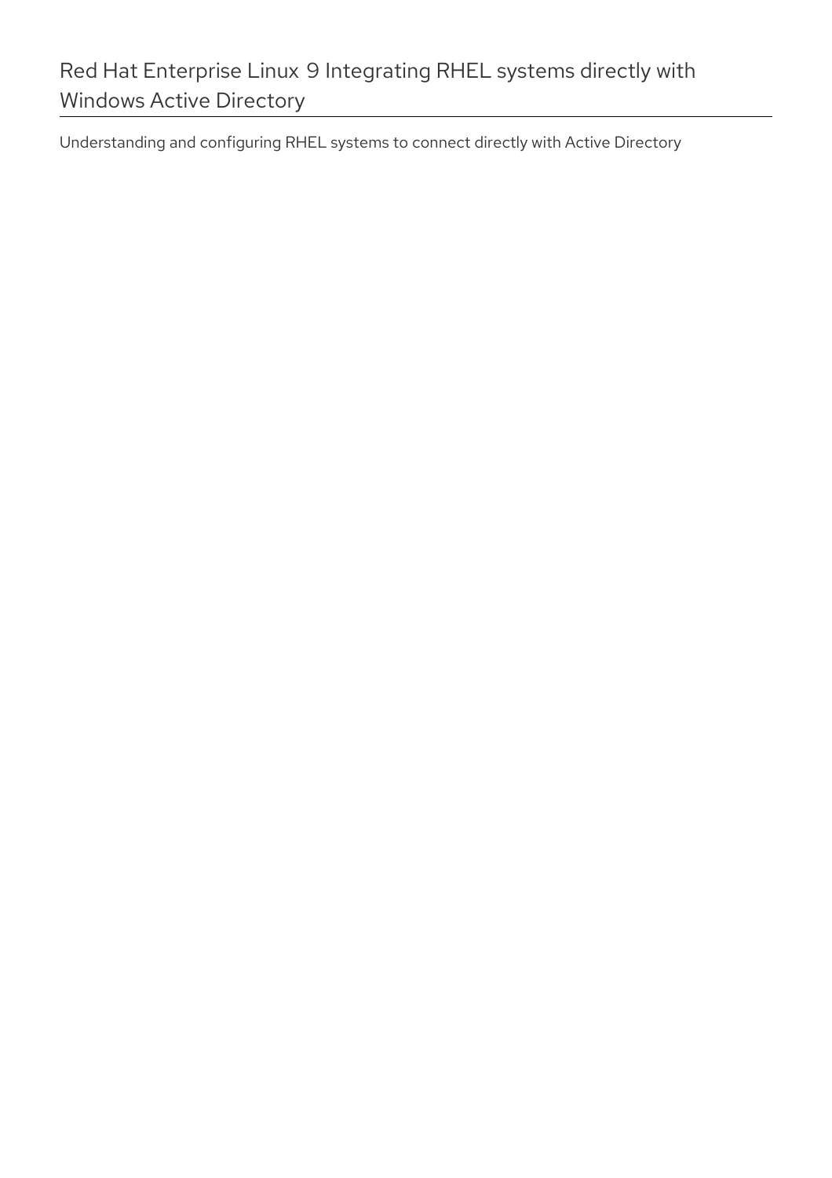# Red Hat Enterprise Linux 9 Integrating RHEL systems directly with Windows Active Directory

Understanding and configuring RHEL systems to connect directly with Active Directory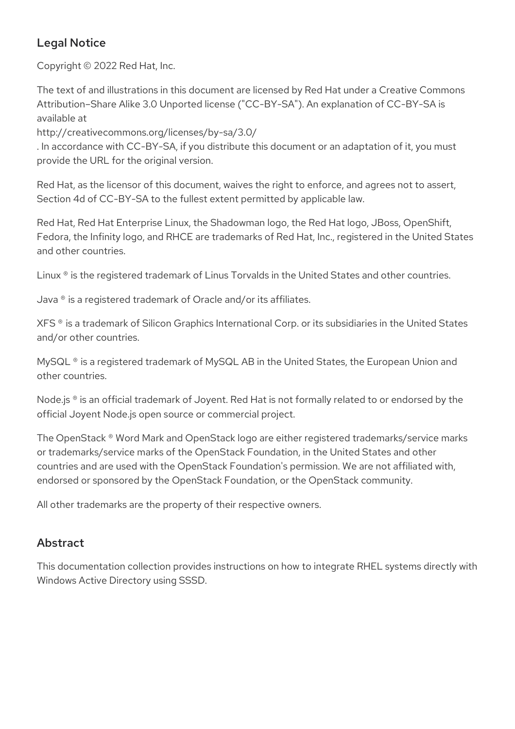## Legal Notice

Copyright © 2022 Red Hat, Inc.

The text of and illustrations in this document are licensed by Red Hat under a Creative Commons Attribution–Share Alike 3.0 Unported license ("CC-BY-SA"). An explanation of CC-BY-SA is available at
http://creativecommons.org/licenses/by-sa/3.0/
. In accordance with CC-BY-SA, if you distribute this document or an adaptation of it, you must provide the URL for the original version.

Red Hat, as the licensor of this document, waives the right to enforce, and agrees not to assert, Section 4d of CC-BY-SA to the fullest extent permitted by applicable law.

Red Hat, Red Hat Enterprise Linux, the Shadowman logo, the Red Hat logo, JBoss, OpenShift, Fedora, the Infinity logo, and RHCE are trademarks of Red Hat, Inc., registered in the United States and other countries.

Linux ® is the registered trademark of Linus Torvalds in the United States and other countries.

Java ® is a registered trademark of Oracle and/or its affiliates.

XFS ® is a trademark of Silicon Graphics International Corp. or its subsidiaries in the United States and/or other countries.

MySQL ® is a registered trademark of MySQL AB in the United States, the European Union and other countries.

Node.js ® is an official trademark of Joyent. Red Hat is not formally related to or endorsed by the official Joyent Node.js open source or commercial project.

The OpenStack ® Word Mark and OpenStack logo are either registered trademarks/service marks or trademarks/service marks of the OpenStack Foundation, in the United States and other countries and are used with the OpenStack Foundation's permission. We are not affiliated with, endorsed or sponsored by the OpenStack Foundation, or the OpenStack community.

All other trademarks are the property of their respective owners.

## Abstract

This documentation collection provides instructions on how to integrate RHEL systems directly with Windows Active Directory using SSSD.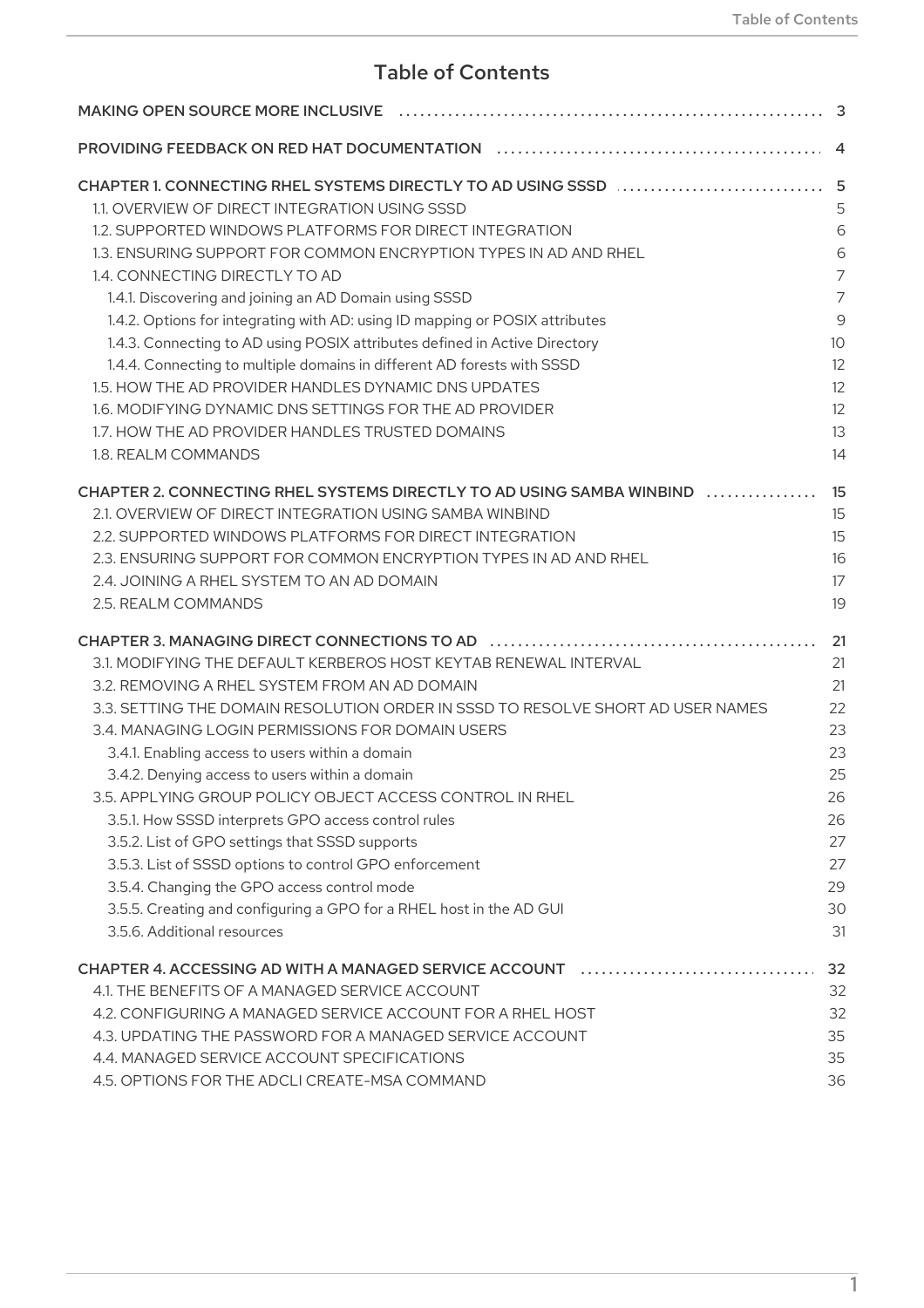# Table of Contents

MAKING OPEN SOURCE MORE INCLUSIVE .... 3

PROVIDING FEEDBACK ON RED HAT DOCUMENTATION .... 4

CHAPTER 1. CONNECTING RHEL SYSTEMS DIRECTLY TO AD USING SSSD .... 5
- 1.1. OVERVIEW OF DIRECT INTEGRATION USING SSSD .... 5
- 1.2. SUPPORTED WINDOWS PLATFORMS FOR DIRECT INTEGRATION .... 6
- 1.3. ENSURING SUPPORT FOR COMMON ENCRYPTION TYPES IN AD AND RHEL .... 6
- 1.4. CONNECTING DIRECTLY TO AD .... 7
  - 1.4.1. Discovering and joining an AD Domain using SSSD .... 7
  - 1.4.2. Options for integrating with AD: using ID mapping or POSIX attributes .... 9
  - 1.4.3. Connecting to AD using POSIX attributes defined in Active Directory .... 10
  - 1.4.4. Connecting to multiple domains in different AD forests with SSSD .... 12
- 1.5. HOW THE AD PROVIDER HANDLES DYNAMIC DNS UPDATES .... 12
- 1.6. MODIFYING DYNAMIC DNS SETTINGS FOR THE AD PROVIDER .... 12
- 1.7. HOW THE AD PROVIDER HANDLES TRUSTED DOMAINS .... 13
- 1.8. REALM COMMANDS .... 14

CHAPTER 2. CONNECTING RHEL SYSTEMS DIRECTLY TO AD USING SAMBA WINBIND .... 15
- 2.1. OVERVIEW OF DIRECT INTEGRATION USING SAMBA WINBIND .... 15
- 2.2. SUPPORTED WINDOWS PLATFORMS FOR DIRECT INTEGRATION .... 15
- 2.3. ENSURING SUPPORT FOR COMMON ENCRYPTION TYPES IN AD AND RHEL .... 16
- 2.4. JOINING A RHEL SYSTEM TO AN AD DOMAIN .... 17
- 2.5. REALM COMMANDS .... 19

CHAPTER 3. MANAGING DIRECT CONNECTIONS TO AD .... 21
- 3.1. MODIFYING THE DEFAULT KERBEROS HOST KEYTAB RENEWAL INTERVAL .... 21
- 3.2. REMOVING A RHEL SYSTEM FROM AN AD DOMAIN .... 21
- 3.3. SETTING THE DOMAIN RESOLUTION ORDER IN SSSD TO RESOLVE SHORT AD USER NAMES .... 22
- 3.4. MANAGING LOGIN PERMISSIONS FOR DOMAIN USERS .... 23
  - 3.4.1. Enabling access to users within a domain .... 23
  - 3.4.2. Denying access to users within a domain .... 25
- 3.5. APPLYING GROUP POLICY OBJECT ACCESS CONTROL IN RHEL .... 26
  - 3.5.1. How SSSD interprets GPO access control rules .... 26
  - 3.5.2. List of GPO settings that SSSD supports .... 27
  - 3.5.3. List of SSSD options to control GPO enforcement .... 27
  - 3.5.4. Changing the GPO access control mode .... 29
  - 3.5.5. Creating and configuring a GPO for a RHEL host in the AD GUI .... 30
  - 3.5.6. Additional resources .... 31

CHAPTER 4. ACCESSING AD WITH A MANAGED SERVICE ACCOUNT .... 32
- 4.1. THE BENEFITS OF A MANAGED SERVICE ACCOUNT .... 32
- 4.2. CONFIGURING A MANAGED SERVICE ACCOUNT FOR A RHEL HOST .... 32
- 4.3. UPDATING THE PASSWORD FOR A MANAGED SERVICE ACCOUNT .... 35
- 4.4. MANAGED SERVICE ACCOUNT SPECIFICATIONS .... 35
- 4.5. OPTIONS FOR THE ADCLI CREATE-MSA COMMAND .... 36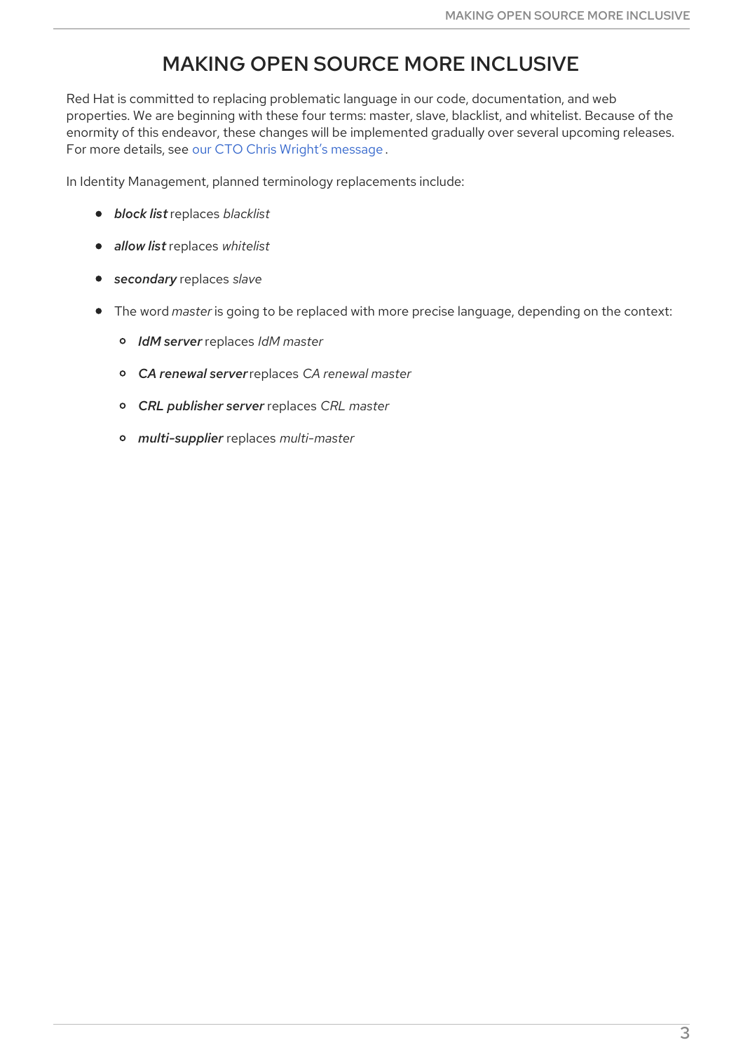# MAKING OPEN SOURCE MORE INCLUSIVE

Red Hat is committed to replacing problematic language in our code, documentation, and web properties. We are beginning with these four terms: master, slave, blacklist, and whitelist. Because of the enormity of this endeavor, these changes will be implemented gradually over several upcoming releases. For more details, see our CTO Chris Wright's message.

In Identity Management, planned terminology replacements include:

- ***block list*** replaces *blacklist*
- ***allow list*** replaces *whitelist*
- ***secondary*** replaces *slave*
- The word *master* is going to be replaced with more precise language, depending on the context:
  - ***IdM server*** replaces *IdM master*
  - ***CA renewal server*** replaces *CA renewal master*
  - ***CRL publisher server*** replaces *CRL master*
  - ***multi-supplier*** replaces *multi-master*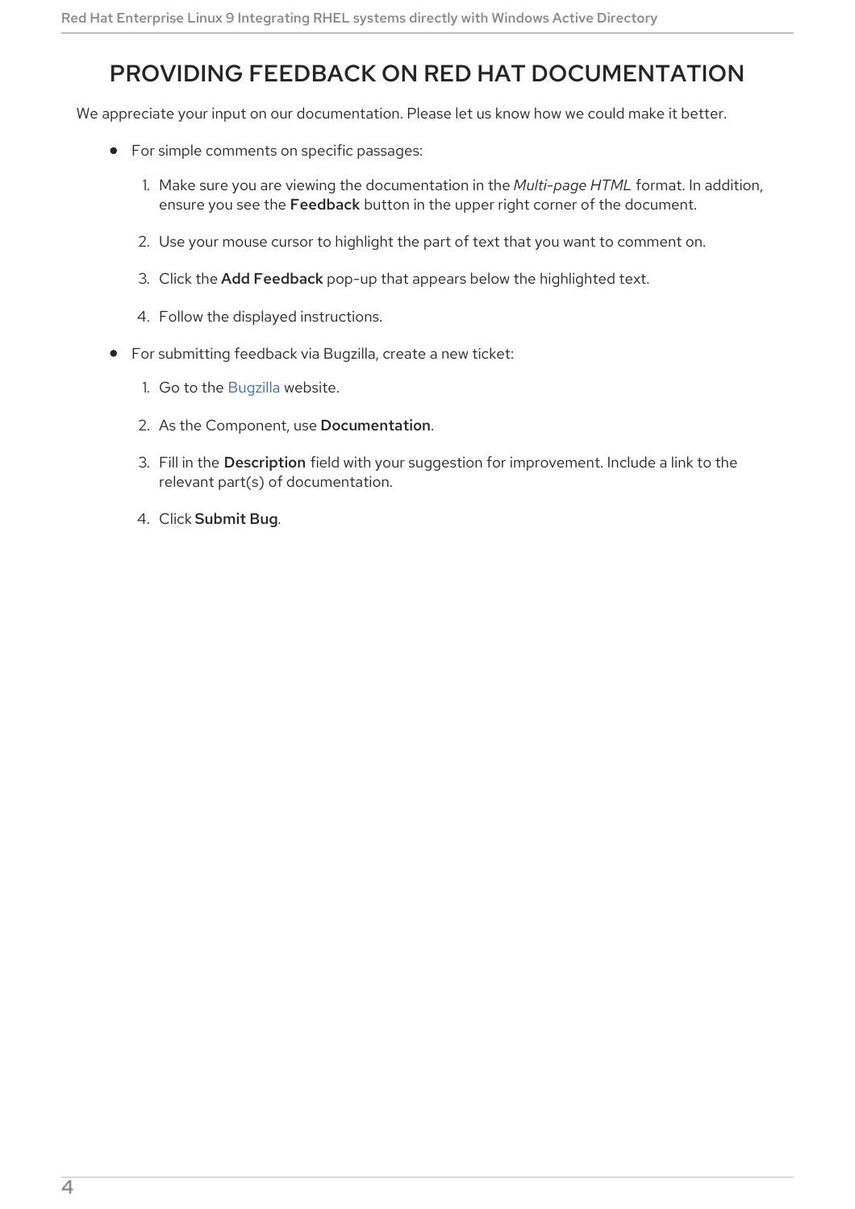# PROVIDING FEEDBACK ON RED HAT DOCUMENTATION

We appreciate your input on our documentation. Please let us know how we could make it better.

- For simple comments on specific passages:
  1. Make sure you are viewing the documentation in the *Multi-page HTML* format. In addition, ensure you see the **Feedback** button in the upper right corner of the document.
  2. Use your mouse cursor to highlight the part of text that you want to comment on.
  3. Click the **Add Feedback** pop-up that appears below the highlighted text.
  4. Follow the displayed instructions.
- For submitting feedback via Bugzilla, create a new ticket:
  1. Go to the Bugzilla website.
  2. As the Component, use **Documentation**.
  3. Fill in the **Description** field with your suggestion for improvement. Include a link to the relevant part(s) of documentation.
  4. Click **Submit Bug**.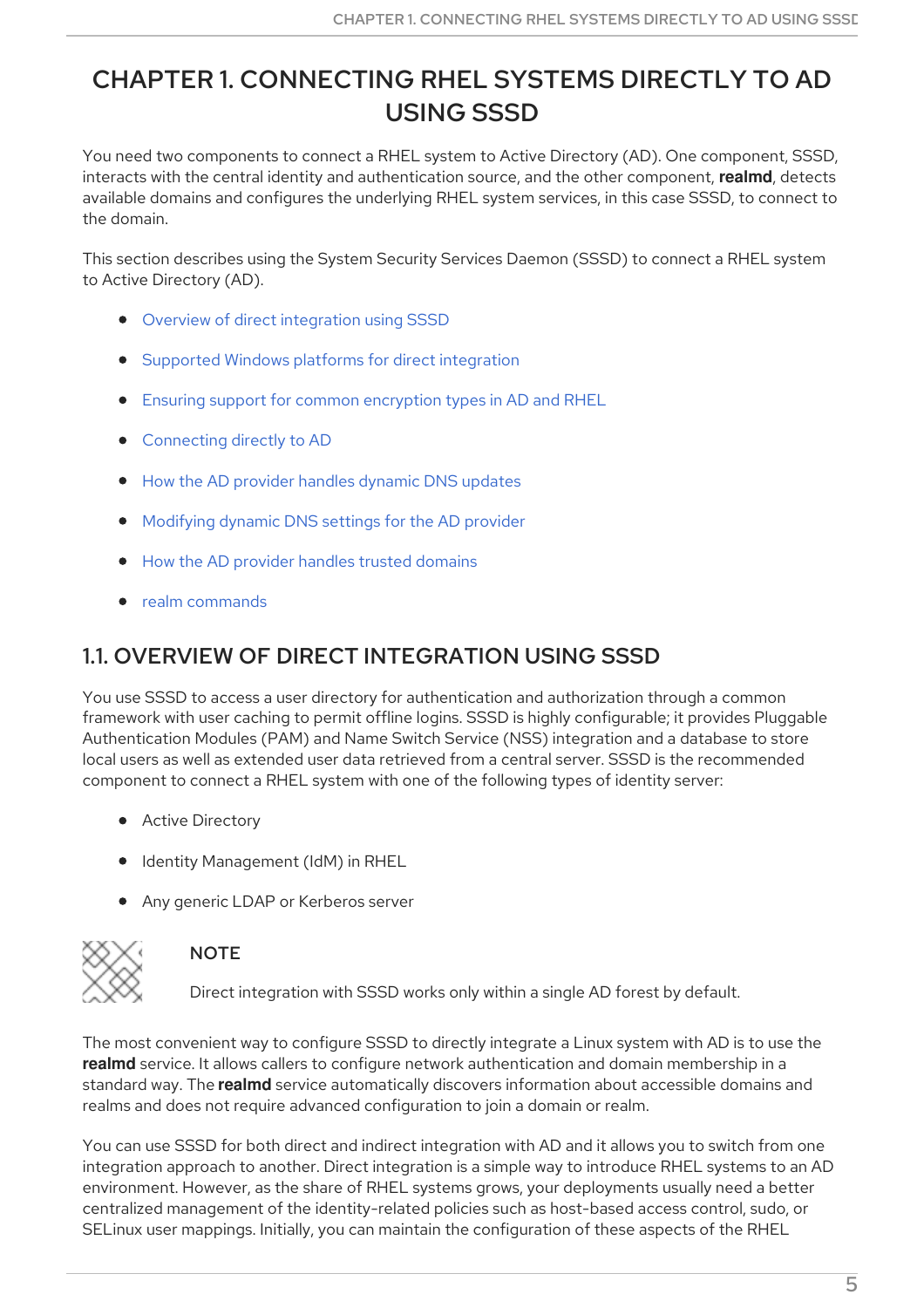# CHAPTER 1. CONNECTING RHEL SYSTEMS DIRECTLY TO AD USING SSSD

You need two components to connect a RHEL system to Active Directory (AD). One component, SSSD, interacts with the central identity and authentication source, and the other component, **realmd**, detects available domains and configures the underlying RHEL system services, in this case SSSD, to connect to the domain.

This section describes using the System Security Services Daemon (SSSD) to connect a RHEL system to Active Directory (AD).

- Overview of direct integration using SSSD
- Supported Windows platforms for direct integration
- Ensuring support for common encryption types in AD and RHEL
- Connecting directly to AD
- How the AD provider handles dynamic DNS updates
- Modifying dynamic DNS settings for the AD provider
- How the AD provider handles trusted domains
- realm commands

## 1.1. OVERVIEW OF DIRECT INTEGRATION USING SSSD

You use SSSD to access a user directory for authentication and authorization through a common framework with user caching to permit offline logins. SSSD is highly configurable; it provides Pluggable Authentication Modules (PAM) and Name Switch Service (NSS) integration and a database to store local users as well as extended user data retrieved from a central server. SSSD is the recommended component to connect a RHEL system with one of the following types of identity server:

- Active Directory
- Identity Management (IdM) in RHEL
- Any generic LDAP or Kerberos server

> **NOTE**
>
> Direct integration with SSSD works only within a single AD forest by default.

The most convenient way to configure SSSD to directly integrate a Linux system with AD is to use the **realmd** service. It allows callers to configure network authentication and domain membership in a standard way. The **realmd** service automatically discovers information about accessible domains and realms and does not require advanced configuration to join a domain or realm.

You can use SSSD for both direct and indirect integration with AD and it allows you to switch from one integration approach to another. Direct integration is a simple way to introduce RHEL systems to an AD environment. However, as the share of RHEL systems grows, your deployments usually need a better centralized management of the identity-related policies such as host-based access control, sudo, or SELinux user mappings. Initially, you can maintain the configuration of these aspects of the RHEL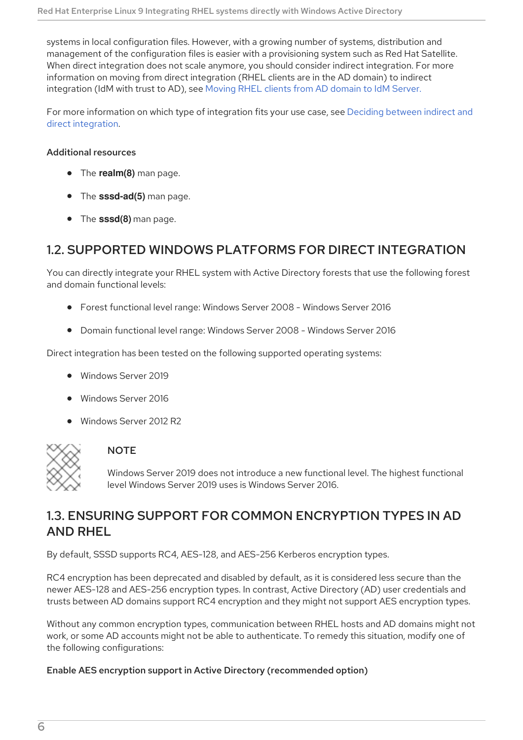systems in local configuration files. However, with a growing number of systems, distribution and management of the configuration files is easier with a provisioning system such as Red Hat Satellite. When direct integration does not scale anymore, you should consider indirect integration. For more information on moving from direct integration (RHEL clients are in the AD domain) to indirect integration (IdM with trust to AD), see Moving RHEL clients from AD domain to IdM Server.

For more information on which type of integration fits your use case, see Deciding between indirect and direct integration.

**Additional resources**

- The **realm(8)** man page.
- The **sssd-ad(5)** man page.
- The **sssd(8)** man page.

## 1.2. SUPPORTED WINDOWS PLATFORMS FOR DIRECT INTEGRATION

You can directly integrate your RHEL system with Active Directory forests that use the following forest and domain functional levels:

- Forest functional level range: Windows Server 2008 - Windows Server 2016
- Domain functional level range: Windows Server 2008 - Windows Server 2016

Direct integration has been tested on the following supported operating systems:

- Windows Server 2019
- Windows Server 2016
- Windows Server 2012 R2

> **NOTE**
>
> Windows Server 2019 does not introduce a new functional level. The highest functional level Windows Server 2019 uses is Windows Server 2016.

## 1.3. ENSURING SUPPORT FOR COMMON ENCRYPTION TYPES IN AD AND RHEL

By default, SSSD supports RC4, AES-128, and AES-256 Kerberos encryption types.

RC4 encryption has been deprecated and disabled by default, as it is considered less secure than the newer AES-128 and AES-256 encryption types. In contrast, Active Directory (AD) user credentials and trusts between AD domains support RC4 encryption and they might not support AES encryption types.

Without any common encryption types, communication between RHEL hosts and AD domains might not work, or some AD accounts might not be able to authenticate. To remedy this situation, modify one of the following configurations:

**Enable AES encryption support in Active Directory (recommended option)**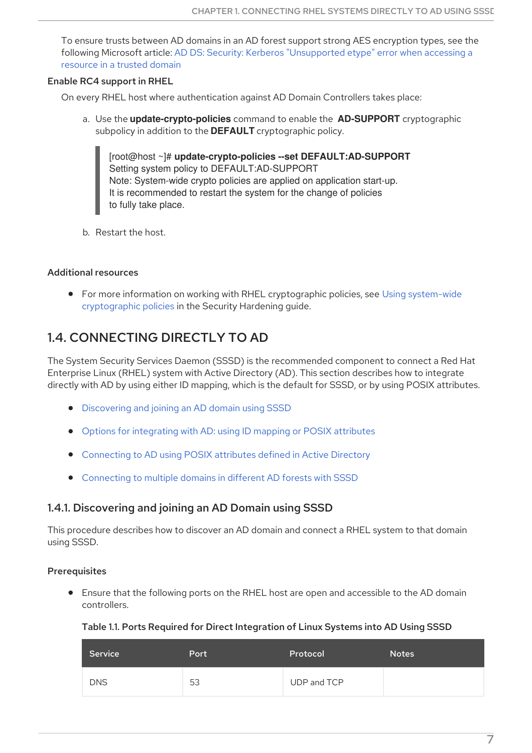To ensure trusts between AD domains in an AD forest support strong AES encryption types, see the following Microsoft article: AD DS: Security: Kerberos "Unsupported etype" error when accessing a resource in a trusted domain

**Enable RC4 support in RHEL**

On every RHEL host where authentication against AD Domain Controllers takes place:

a. Use the **update-crypto-policies** command to enable the **AD-SUPPORT** cryptographic subpolicy in addition to the **DEFAULT** cryptographic policy.

```
[root@host ~]# update-crypto-policies --set DEFAULT:AD-SUPPORT
Setting system policy to DEFAULT:AD-SUPPORT
Note: System-wide crypto policies are applied on application start-up.
It is recommended to restart the system for the change of policies
to fully take place.
```

b. Restart the host.

**Additional resources**

- For more information on working with RHEL cryptographic policies, see Using system-wide cryptographic policies in the Security Hardening guide.

## 1.4. CONNECTING DIRECTLY TO AD

The System Security Services Daemon (SSSD) is the recommended component to connect a Red Hat Enterprise Linux (RHEL) system with Active Directory (AD). This section describes how to integrate directly with AD by using either ID mapping, which is the default for SSSD, or by using POSIX attributes.

- Discovering and joining an AD domain using SSSD
- Options for integrating with AD: using ID mapping or POSIX attributes
- Connecting to AD using POSIX attributes defined in Active Directory
- Connecting to multiple domains in different AD forests with SSSD

### 1.4.1. Discovering and joining an AD Domain using SSSD

This procedure describes how to discover an AD domain and connect a RHEL system to that domain using SSSD.

**Prerequisites**

- Ensure that the following ports on the RHEL host are open and accessible to the AD domain controllers.

**Table 1.1. Ports Required for Direct Integration of Linux Systems into AD Using SSSD**

| Service | Port | Protocol | Notes |
|---|---|---|---|
| DNS | 53 | UDP and TCP | |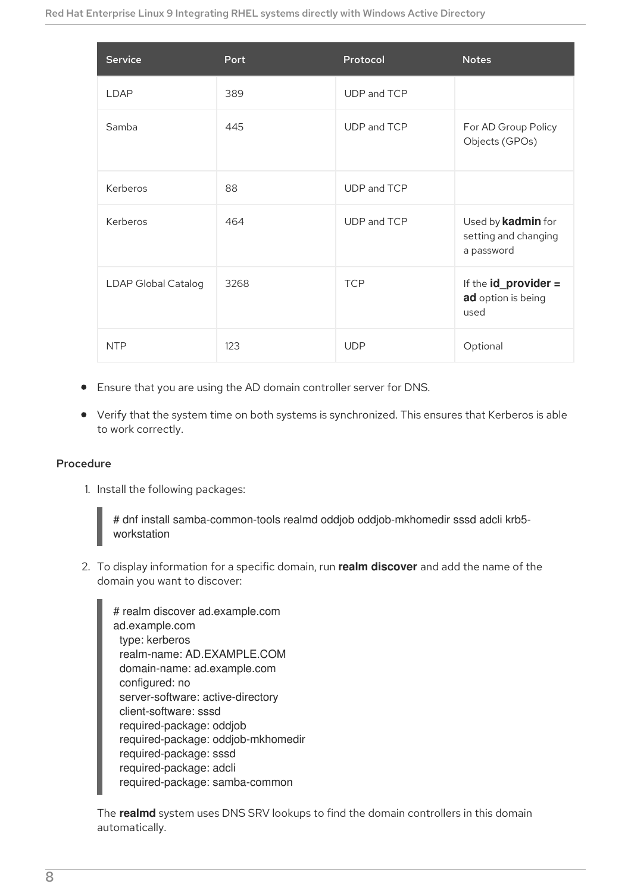| Service | Port | Protocol | Notes |
|---|---|---|---|
| LDAP | 389 | UDP and TCP | |
| Samba | 445 | UDP and TCP | For AD Group Policy Objects (GPOs) |
| Kerberos | 88 | UDP and TCP | |
| Kerberos | 464 | UDP and TCP | Used by **kadmin** for setting and changing a password |
| LDAP Global Catalog | 3268 | TCP | If the **id_provider = ad** option is being used |
| NTP | 123 | UDP | Optional |

- Ensure that you are using the AD domain controller server for DNS.
- Verify that the system time on both systems is synchronized. This ensures that Kerberos is able to work correctly.

### Procedure

1. Install the following packages:

```
# dnf install samba-common-tools realmd oddjob oddjob-mkhomedir sssd adcli krb5-workstation
```

2. To display information for a specific domain, run **realm discover** and add the name of the domain you want to discover:

```
# realm discover ad.example.com
ad.example.com
  type: kerberos
  realm-name: AD.EXAMPLE.COM
  domain-name: ad.example.com
  configured: no
  server-software: active-directory
  client-software: sssd
  required-package: oddjob
  required-package: oddjob-mkhomedir
  required-package: sssd
  required-package: adcli
  required-package: samba-common
```

The **realmd** system uses DNS SRV lookups to find the domain controllers in this domain automatically.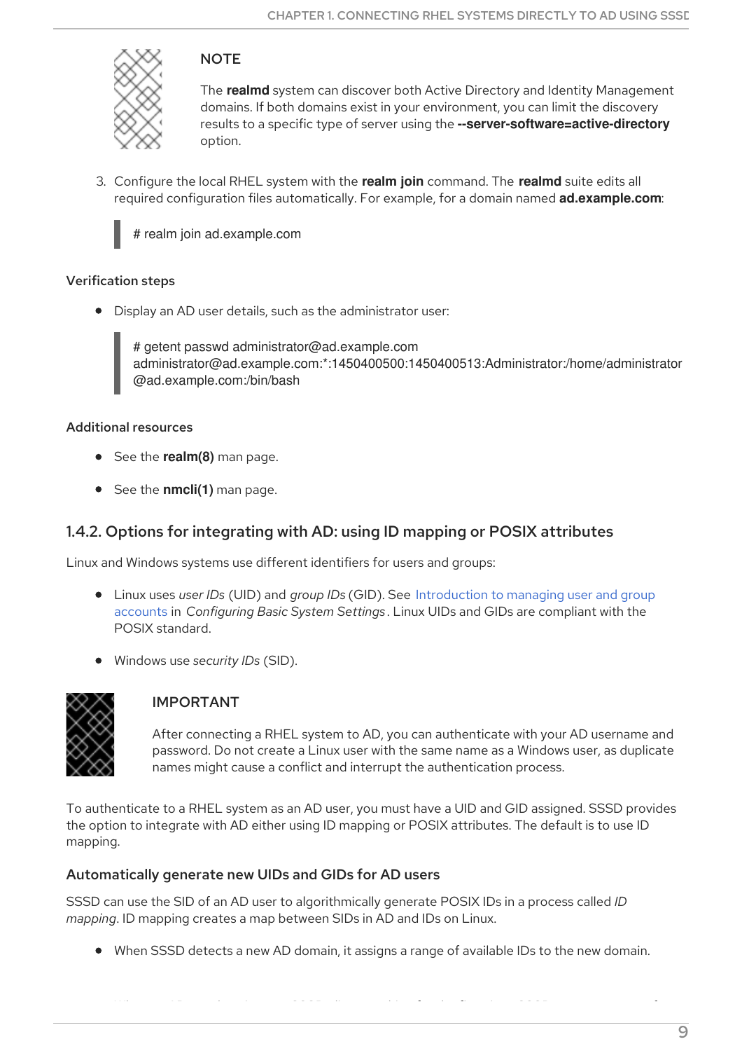> **NOTE**
>
> The **realmd** system can discover both Active Directory and Identity Management domains. If both domains exist in your environment, you can limit the discovery results to a specific type of server using the **--server-software=active-directory** option.

3. Configure the local RHEL system with the **realm join** command. The **realmd** suite edits all required configuration files automatically. For example, for a domain named **ad.example.com**:

```
# realm join ad.example.com
```

### Verification steps

- Display an AD user details, such as the administrator user:

```
# getent passwd administrator@ad.example.com
administrator@ad.example.com:*:1450400500:1450400513:Administrator:/home/administrator
@ad.example.com:/bin/bash
```

### Additional resources

- See the **realm(8)** man page.
- See the **nmcli(1)** man page.

## 1.4.2. Options for integrating with AD: using ID mapping or POSIX attributes

Linux and Windows systems use different identifiers for users and groups:

- Linux uses *user IDs* (UID) and *group IDs* (GID). See Introduction to managing user and group accounts in *Configuring Basic System Settings*. Linux UIDs and GIDs are compliant with the POSIX standard.
- Windows use *security IDs* (SID).

> **IMPORTANT**
>
> After connecting a RHEL system to AD, you can authenticate with your AD username and password. Do not create a Linux user with the same name as a Windows user, as duplicate names might cause a conflict and interrupt the authentication process.

To authenticate to a RHEL system as an AD user, you must have a UID and GID assigned. SSSD provides the option to integrate with AD either using ID mapping or POSIX attributes. The default is to use ID mapping.

### Automatically generate new UIDs and GIDs for AD users

SSSD can use the SID of an AD user to algorithmically generate POSIX IDs in a process called *ID mapping*. ID mapping creates a map between SIDs in AD and IDs on Linux.

- When SSSD detects a new AD domain, it assigns a range of available IDs to the new domain.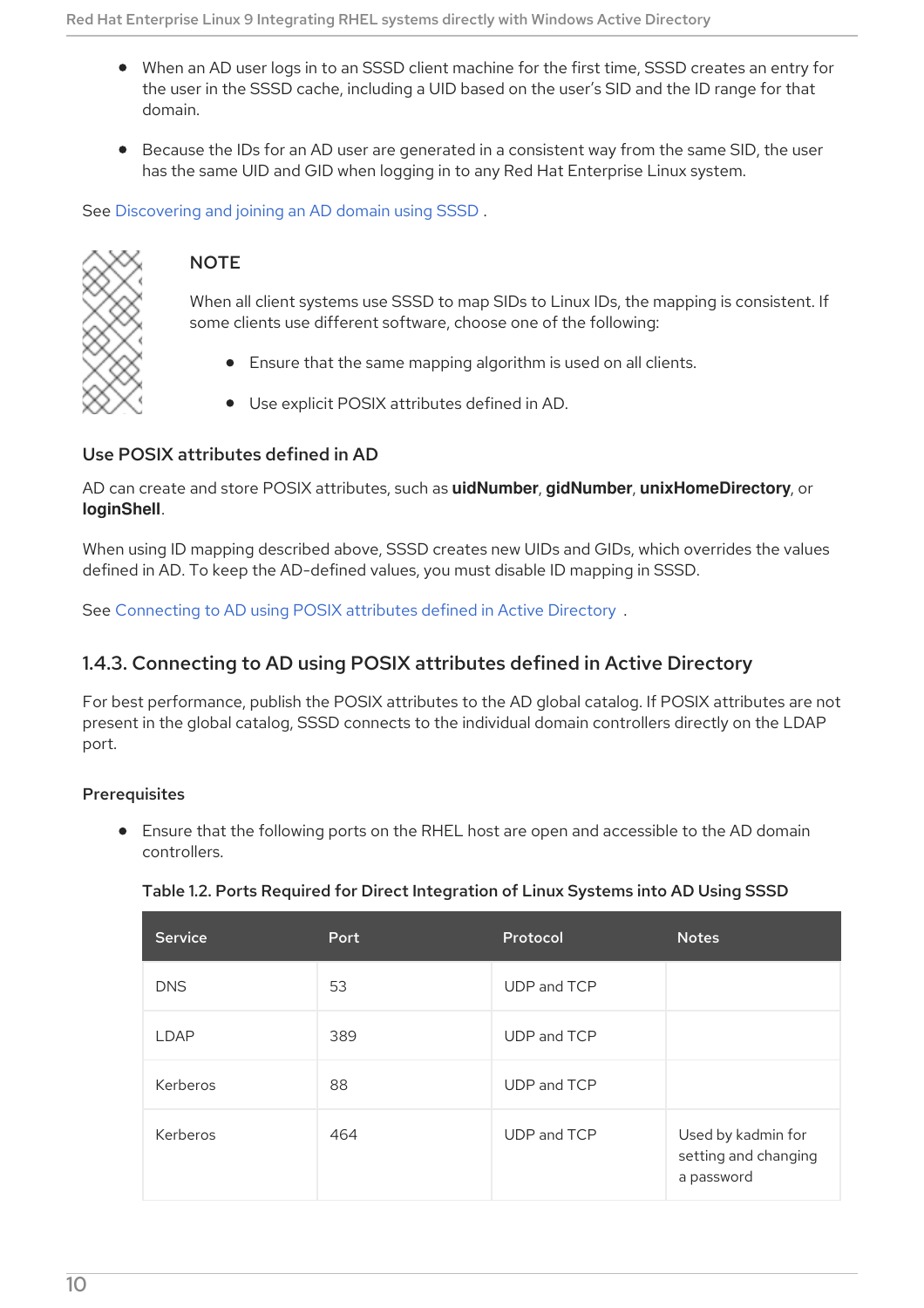- When an AD user logs in to an SSSD client machine for the first time, SSSD creates an entry for the user in the SSSD cache, including a UID based on the user's SID and the ID range for that domain.
- Because the IDs for an AD user are generated in a consistent way from the same SID, the user has the same UID and GID when logging in to any Red Hat Enterprise Linux system.

See Discovering and joining an AD domain using SSSD .

> **NOTE**
>
> When all client systems use SSSD to map SIDs to Linux IDs, the mapping is consistent. If some clients use different software, choose one of the following:
>
> - Ensure that the same mapping algorithm is used on all clients.
> - Use explicit POSIX attributes defined in AD.

### Use POSIX attributes defined in AD

AD can create and store POSIX attributes, such as **uidNumber**, **gidNumber**, **unixHomeDirectory**, or **loginShell**.

When using ID mapping described above, SSSD creates new UIDs and GIDs, which overrides the values defined in AD. To keep the AD-defined values, you must disable ID mapping in SSSD.

See Connecting to AD using POSIX attributes defined in Active Directory .

## 1.4.3. Connecting to AD using POSIX attributes defined in Active Directory

For best performance, publish the POSIX attributes to the AD global catalog. If POSIX attributes are not present in the global catalog, SSSD connects to the individual domain controllers directly on the LDAP port.

### Prerequisites

- Ensure that the following ports on the RHEL host are open and accessible to the AD domain controllers.

**Table 1.2. Ports Required for Direct Integration of Linux Systems into AD Using SSSD**

| Service | Port | Protocol | Notes |
|---|---|---|---|
| DNS | 53 | UDP and TCP | |
| LDAP | 389 | UDP and TCP | |
| Kerberos | 88 | UDP and TCP | |
| Kerberos | 464 | UDP and TCP | Used by kadmin for setting and changing a password |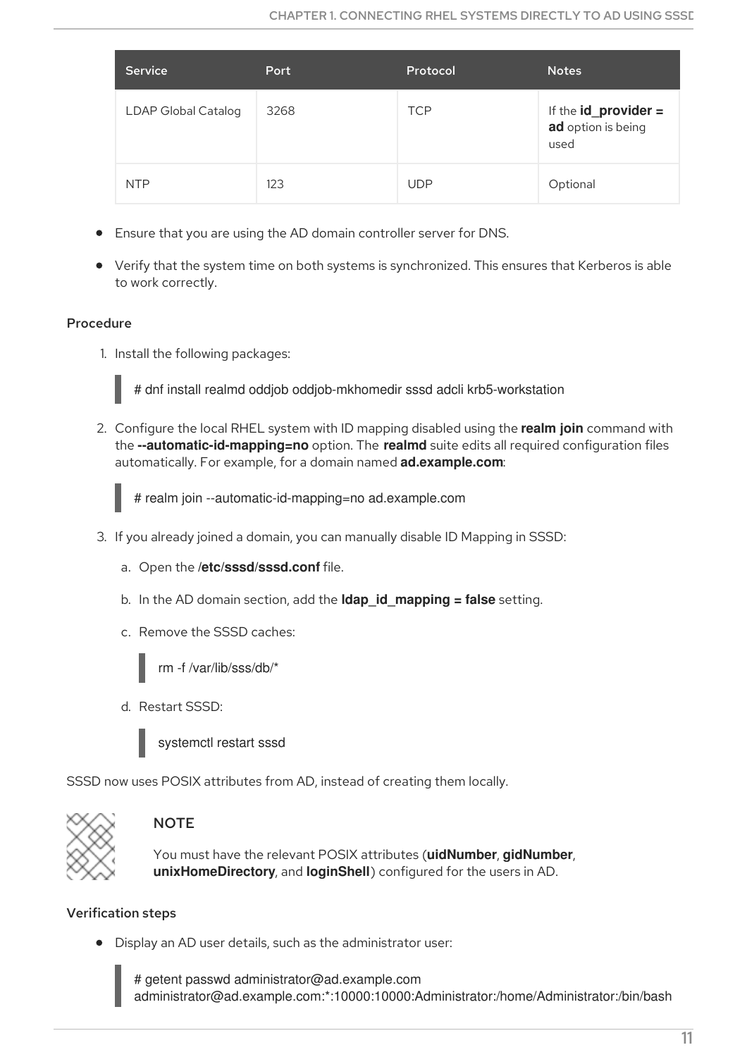| Service | Port | Protocol | Notes |
| --- | --- | --- | --- |
| LDAP Global Catalog | 3268 | TCP | If the **id_provider = ad** option is being used |
| NTP | 123 | UDP | Optional |

- Ensure that you are using the AD domain controller server for DNS.
- Verify that the system time on both systems is synchronized. This ensures that Kerberos is able to work correctly.

### Procedure

1. Install the following packages:

```
# dnf install realmd oddjob oddjob-mkhomedir sssd adcli krb5-workstation
```

2. Configure the local RHEL system with ID mapping disabled using the **realm join** command with the **--automatic-id-mapping=no** option. The **realmd** suite edits all required configuration files automatically. For example, for a domain named **ad.example.com**:

```
# realm join --automatic-id-mapping=no ad.example.com
```

3. If you already joined a domain, you can manually disable ID Mapping in SSSD:
   a. Open the **/etc/sssd/sssd.conf** file.
   b. In the AD domain section, add the **ldap_id_mapping = false** setting.
   c. Remove the SSSD caches:

   ```
   rm -f /var/lib/sss/db/*
   ```

   d. Restart SSSD:

   ```
   systemctl restart sssd
   ```

SSSD now uses POSIX attributes from AD, instead of creating them locally.

> **NOTE**
>
> You must have the relevant POSIX attributes (**uidNumber**, **gidNumber**, **unixHomeDirectory**, and **loginShell**) configured for the users in AD.

### Verification steps

- Display an AD user details, such as the administrator user:

```
# getent passwd administrator@ad.example.com
administrator@ad.example.com:*:10000:10000:Administrator:/home/Administrator:/bin/bash
```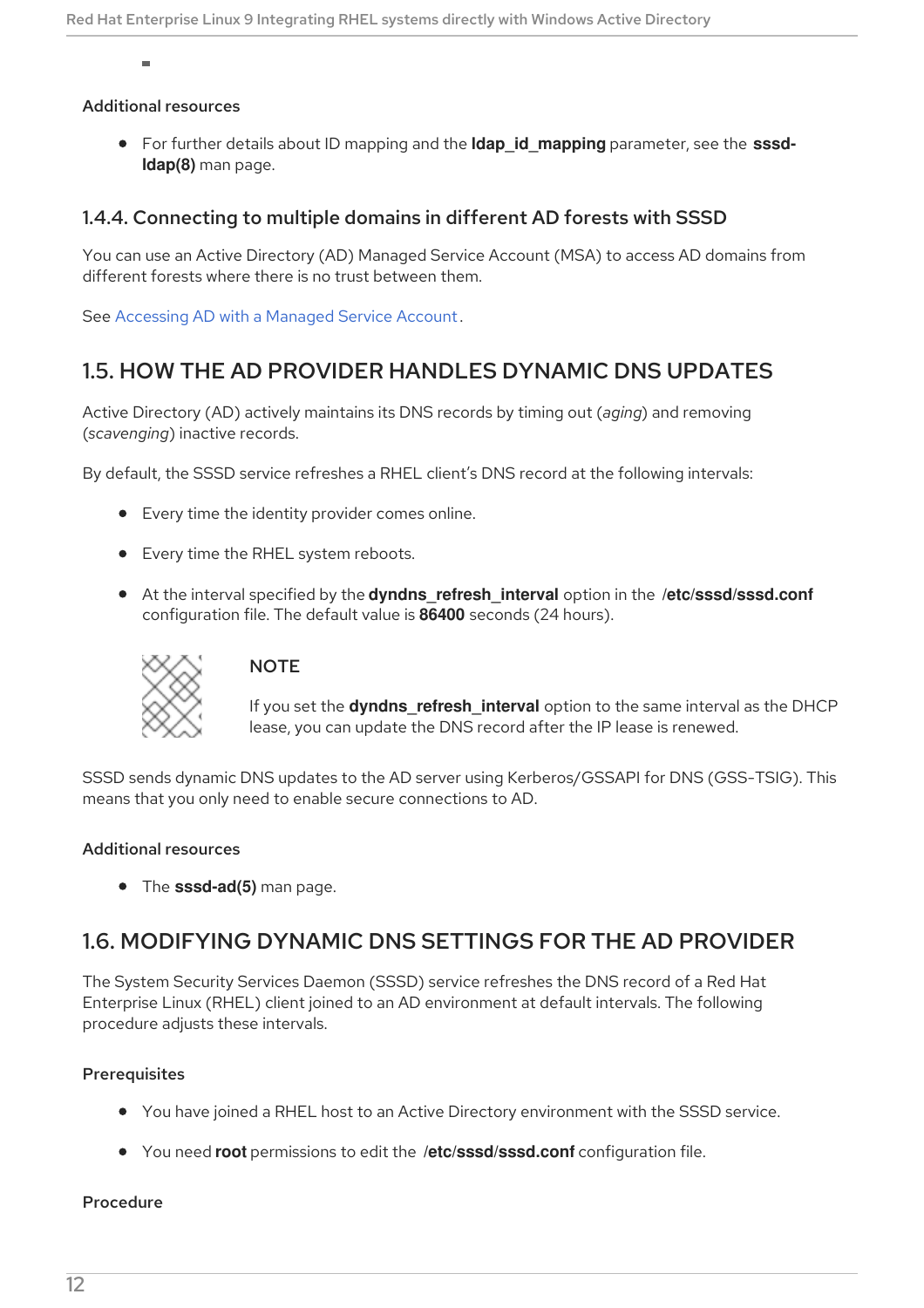## Additional resources

- For further details about ID mapping and the **ldap_id_mapping** parameter, see the **sssd-ldap(8)** man page.

### 1.4.4. Connecting to multiple domains in different AD forests with SSSD

You can use an Active Directory (AD) Managed Service Account (MSA) to access AD domains from different forests where there is no trust between them.

See Accessing AD with a Managed Service Account.

## 1.5. HOW THE AD PROVIDER HANDLES DYNAMIC DNS UPDATES

Active Directory (AD) actively maintains its DNS records by timing out (*aging*) and removing (*scavenging*) inactive records.

By default, the SSSD service refreshes a RHEL client's DNS record at the following intervals:

- Every time the identity provider comes online.
- Every time the RHEL system reboots.
- At the interval specified by the **dyndns_refresh_interval** option in the **/etc/sssd/sssd.conf** configuration file. The default value is **86400** seconds (24 hours).

> **NOTE**
>
> If you set the **dyndns_refresh_interval** option to the same interval as the DHCP lease, you can update the DNS record after the IP lease is renewed.

SSSD sends dynamic DNS updates to the AD server using Kerberos/GSSAPI for DNS (GSS-TSIG). This means that you only need to enable secure connections to AD.

### Additional resources

- The **sssd-ad(5)** man page.

## 1.6. MODIFYING DYNAMIC DNS SETTINGS FOR THE AD PROVIDER

The System Security Services Daemon (SSSD) service refreshes the DNS record of a Red Hat Enterprise Linux (RHEL) client joined to an AD environment at default intervals. The following procedure adjusts these intervals.

### Prerequisites

- You have joined a RHEL host to an Active Directory environment with the SSSD service.
- You need **root** permissions to edit the **/etc/sssd/sssd.conf** configuration file.

### Procedure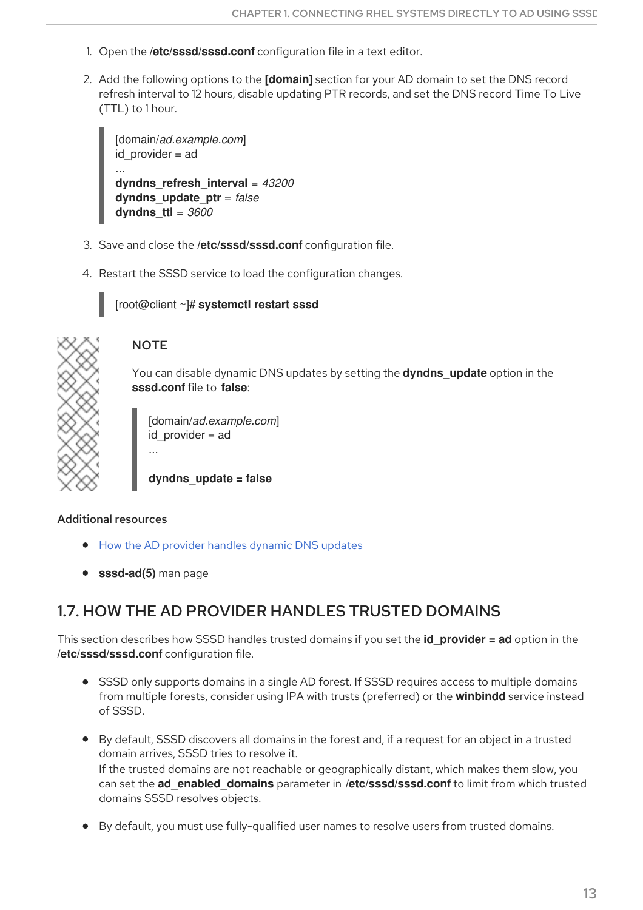1. Open the **/etc/sssd/sssd.conf** configuration file in a text editor.

2. Add the following options to the **[domain]** section for your AD domain to set the DNS record refresh interval to 12 hours, disable updating PTR records, and set the DNS record Time To Live (TTL) to 1 hour.

```
[domain/ad.example.com]
id_provider = ad
...
dyndns_refresh_interval = 43200
dyndns_update_ptr = false
dyndns_ttl = 3600
```

3. Save and close the **/etc/sssd/sssd.conf** configuration file.

4. Restart the SSSD service to load the configuration changes.

```
[root@client ~]# systemctl restart sssd
```

> **NOTE**
>
> You can disable dynamic DNS updates by setting the **dyndns_update** option in the **sssd.conf** file to **false**:
>
> ```
> [domain/ad.example.com]
> id_provider = ad
> ...
>
> dyndns_update = false
> ```

**Additional resources**

- How the AD provider handles dynamic DNS updates
- **sssd-ad(5)** man page

## 1.7. HOW THE AD PROVIDER HANDLES TRUSTED DOMAINS

This section describes how SSSD handles trusted domains if you set the **id_provider = ad** option in the **/etc/sssd/sssd.conf** configuration file.

- SSSD only supports domains in a single AD forest. If SSSD requires access to multiple domains from multiple forests, consider using IPA with trusts (preferred) or the **winbindd** service instead of SSSD.
- By default, SSSD discovers all domains in the forest and, if a request for an object in a trusted domain arrives, SSSD tries to resolve it.
  If the trusted domains are not reachable or geographically distant, which makes them slow, you can set the **ad_enabled_domains** parameter in **/etc/sssd/sssd.conf** to limit from which trusted domains SSSD resolves objects.
- By default, you must use fully-qualified user names to resolve users from trusted domains.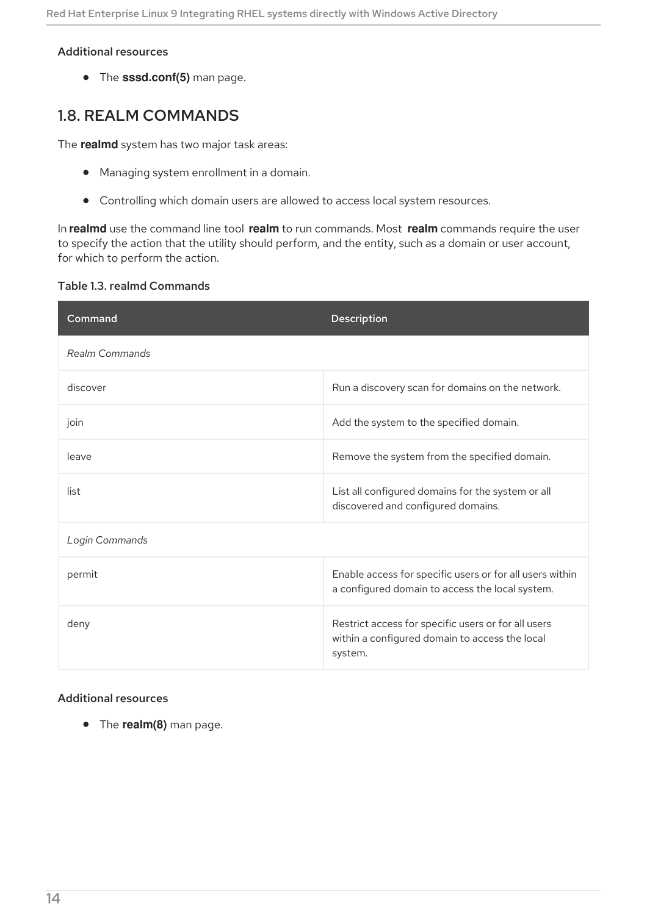#### Additional resources

- The **sssd.conf(5)** man page.

## 1.8. REALM COMMANDS

The **realmd** system has two major task areas:

- Managing system enrollment in a domain.
- Controlling which domain users are allowed to access local system resources.

In **realmd** use the command line tool **realm** to run commands. Most **realm** commands require the user to specify the action that the utility should perform, and the entity, such as a domain or user account, for which to perform the action.

**Table 1.3. realmd Commands**

| Command | Description |
|---|---|
| *Realm Commands* | |
| discover | Run a discovery scan for domains on the network. |
| join | Add the system to the specified domain. |
| leave | Remove the system from the specified domain. |
| list | List all configured domains for the system or all discovered and configured domains. |
| *Login Commands* | |
| permit | Enable access for specific users or for all users within a configured domain to access the local system. |
| deny | Restrict access for specific users or for all users within a configured domain to access the local system. |

#### Additional resources

- The **realm(8)** man page.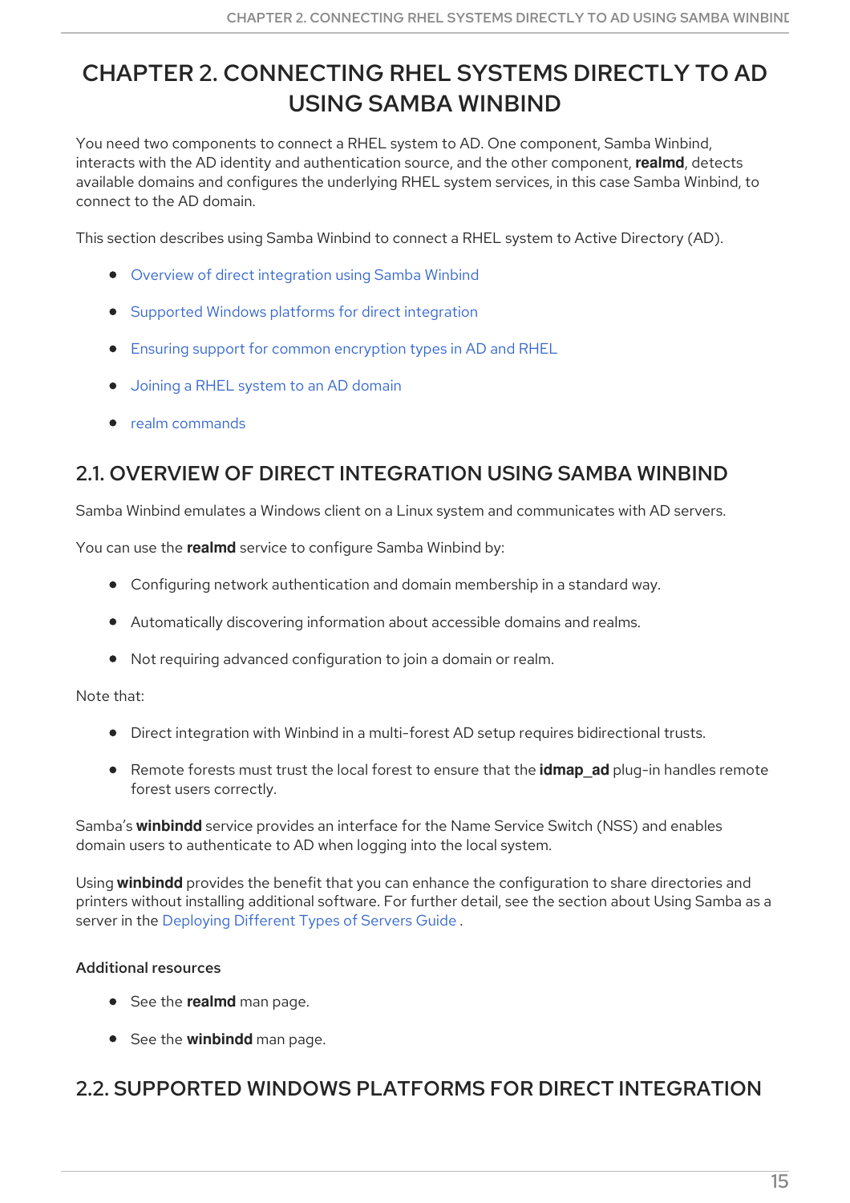# CHAPTER 2. CONNECTING RHEL SYSTEMS DIRECTLY TO AD USING SAMBA WINBIND

You need two components to connect a RHEL system to AD. One component, Samba Winbind, interacts with the AD identity and authentication source, and the other component, **realmd**, detects available domains and configures the underlying RHEL system services, in this case Samba Winbind, to connect to the AD domain.

This section describes using Samba Winbind to connect a RHEL system to Active Directory (AD).

- Overview of direct integration using Samba Winbind
- Supported Windows platforms for direct integration
- Ensuring support for common encryption types in AD and RHEL
- Joining a RHEL system to an AD domain
- realm commands

## 2.1. OVERVIEW OF DIRECT INTEGRATION USING SAMBA WINBIND

Samba Winbind emulates a Windows client on a Linux system and communicates with AD servers.

You can use the **realmd** service to configure Samba Winbind by:

- Configuring network authentication and domain membership in a standard way.
- Automatically discovering information about accessible domains and realms.
- Not requiring advanced configuration to join a domain or realm.

Note that:

- Direct integration with Winbind in a multi-forest AD setup requires bidirectional trusts.
- Remote forests must trust the local forest to ensure that the **idmap_ad** plug-in handles remote forest users correctly.

Samba's **winbindd** service provides an interface for the Name Service Switch (NSS) and enables domain users to authenticate to AD when logging into the local system.

Using **winbindd** provides the benefit that you can enhance the configuration to share directories and printers without installing additional software. For further detail, see the section about Using Samba as a server in the Deploying Different Types of Servers Guide .

### Additional resources

- See the **realmd** man page.
- See the **winbindd** man page.

## 2.2. SUPPORTED WINDOWS PLATFORMS FOR DIRECT INTEGRATION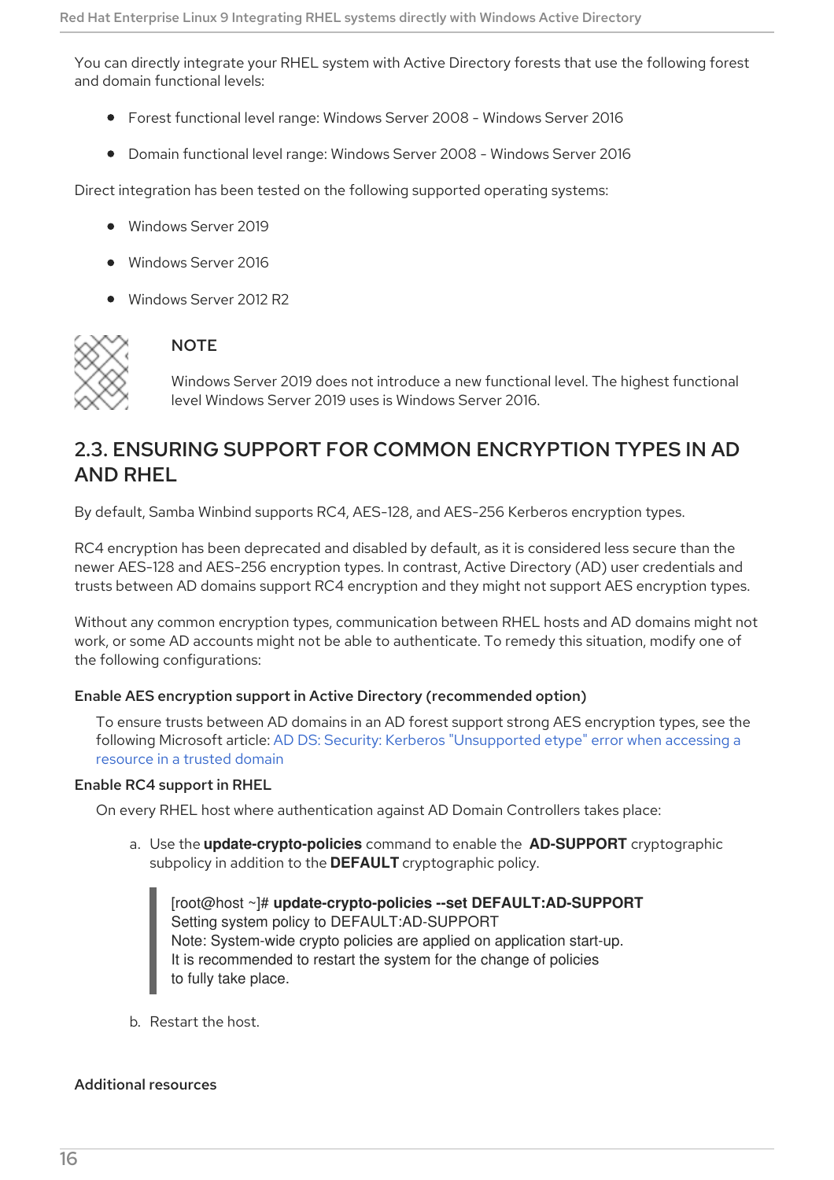You can directly integrate your RHEL system with Active Directory forests that use the following forest and domain functional levels:

- Forest functional level range: Windows Server 2008 - Windows Server 2016
- Domain functional level range: Windows Server 2008 - Windows Server 2016

Direct integration has been tested on the following supported operating systems:

- Windows Server 2019
- Windows Server 2016
- Windows Server 2012 R2

> **NOTE**
>
> Windows Server 2019 does not introduce a new functional level. The highest functional level Windows Server 2019 uses is Windows Server 2016.

## 2.3. ENSURING SUPPORT FOR COMMON ENCRYPTION TYPES IN AD AND RHEL

By default, Samba Winbind supports RC4, AES-128, and AES-256 Kerberos encryption types.

RC4 encryption has been deprecated and disabled by default, as it is considered less secure than the newer AES-128 and AES-256 encryption types. In contrast, Active Directory (AD) user credentials and trusts between AD domains support RC4 encryption and they might not support AES encryption types.

Without any common encryption types, communication between RHEL hosts and AD domains might not work, or some AD accounts might not be able to authenticate. To remedy this situation, modify one of the following configurations:

**Enable AES encryption support in Active Directory (recommended option)**

To ensure trusts between AD domains in an AD forest support strong AES encryption types, see the following Microsoft article: AD DS: Security: Kerberos "Unsupported etype" error when accessing a resource in a trusted domain

**Enable RC4 support in RHEL**

On every RHEL host where authentication against AD Domain Controllers takes place:

a. Use the **update-crypto-policies** command to enable the **AD-SUPPORT** cryptographic subpolicy in addition to the **DEFAULT** cryptographic policy.

```
[root@host ~]# update-crypto-policies --set DEFAULT:AD-SUPPORT
Setting system policy to DEFAULT:AD-SUPPORT
Note: System-wide crypto policies are applied on application start-up.
It is recommended to restart the system for the change of policies
to fully take place.
```

b. Restart the host.

**Additional resources**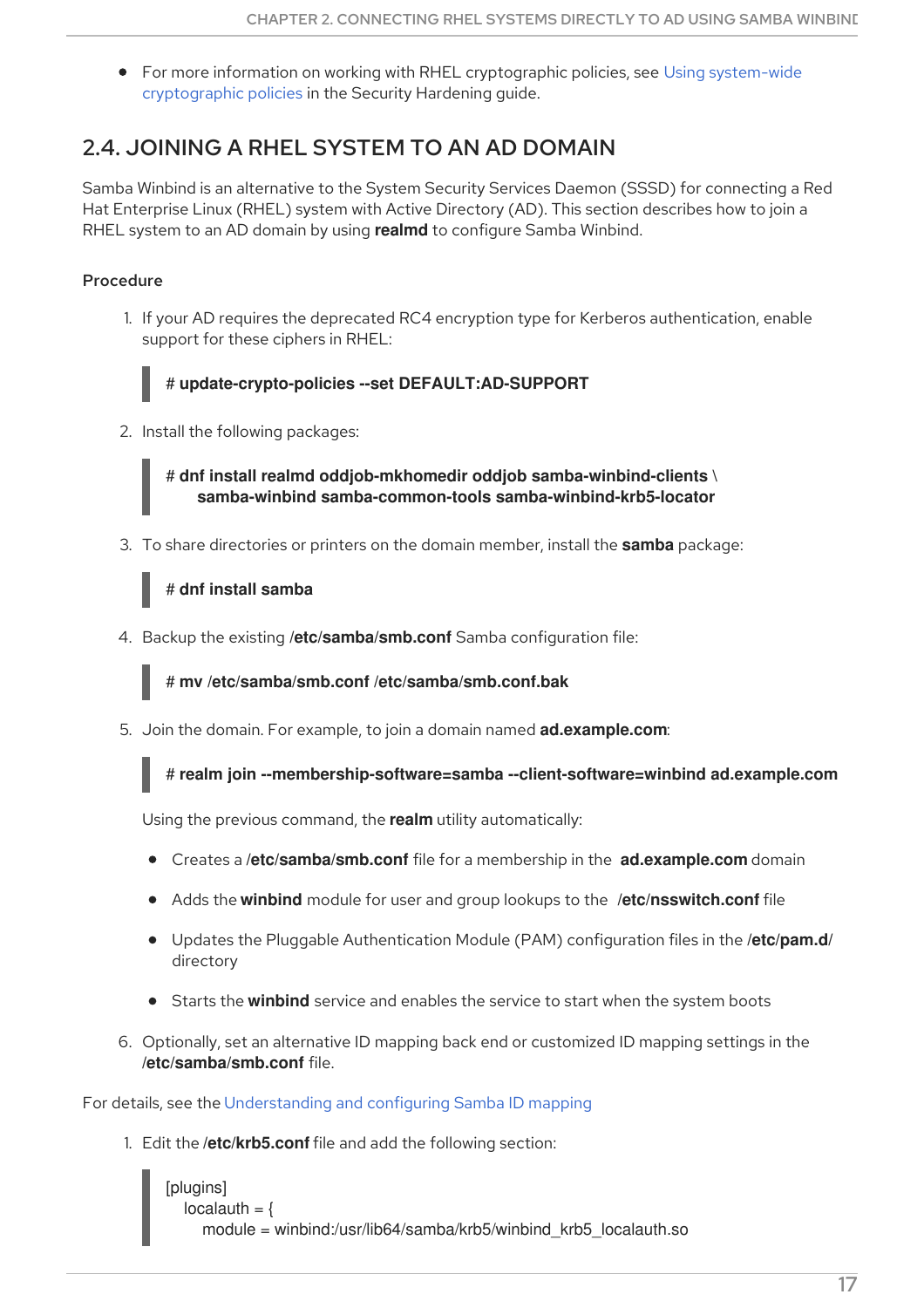- For more information on working with RHEL cryptographic policies, see Using system-wide cryptographic policies in the Security Hardening guide.

## 2.4. JOINING A RHEL SYSTEM TO AN AD DOMAIN

Samba Winbind is an alternative to the System Security Services Daemon (SSSD) for connecting a Red Hat Enterprise Linux (RHEL) system with Active Directory (AD). This section describes how to join a RHEL system to an AD domain by using **realmd** to configure Samba Winbind.

### Procedure

1. If your AD requires the deprecated RC4 encryption type for Kerberos authentication, enable support for these ciphers in RHEL:

```
# update-crypto-policies --set DEFAULT:AD-SUPPORT
```

2. Install the following packages:

```
# dnf install realmd oddjob-mkhomedir oddjob samba-winbind-clients \
    samba-winbind samba-common-tools samba-winbind-krb5-locator
```

3. To share directories or printers on the domain member, install the **samba** package:

```
# dnf install samba
```

4. Backup the existing **/etc/samba/smb.conf** Samba configuration file:

```
# mv /etc/samba/smb.conf /etc/samba/smb.conf.bak
```

5. Join the domain. For example, to join a domain named **ad.example.com**:

```
# realm join --membership-software=samba --client-software=winbind ad.example.com
```

   Using the previous command, the **realm** utility automatically:

   - Creates a **/etc/samba/smb.conf** file for a membership in the **ad.example.com** domain
   - Adds the **winbind** module for user and group lookups to the **/etc/nsswitch.conf** file
   - Updates the Pluggable Authentication Module (PAM) configuration files in the **/etc/pam.d/** directory
   - Starts the **winbind** service and enables the service to start when the system boots

6. Optionally, set an alternative ID mapping back end or customized ID mapping settings in the **/etc/samba/smb.conf** file.

For details, see the Understanding and configuring Samba ID mapping

1. Edit the **/etc/krb5.conf** file and add the following section:

```
[plugins]
  localauth = {
    module = winbind:/usr/lib64/samba/krb5/winbind_krb5_localauth.so
```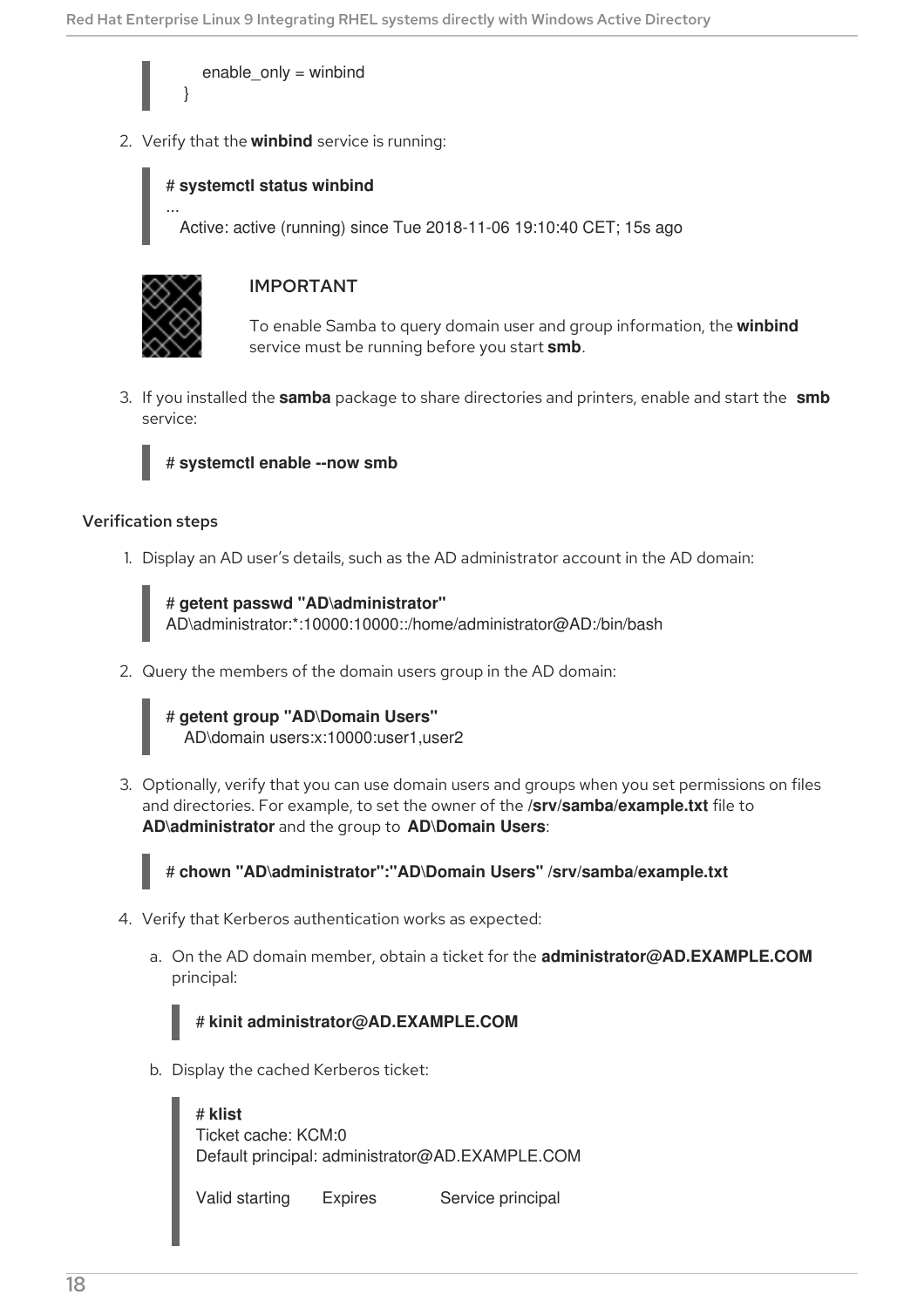```
    enable_only = winbind
}
```

2. Verify that the **winbind** service is running:

```
# systemctl status winbind
...
  Active: active (running) since Tue 2018-11-06 19:10:40 CET; 15s ago
```

> **IMPORTANT**
>
> To enable Samba to query domain user and group information, the **winbind** service must be running before you start **smb**.

3. If you installed the **samba** package to share directories and printers, enable and start the **smb** service:

```
# systemctl enable --now smb
```

### Verification steps

1. Display an AD user's details, such as the AD administrator account in the AD domain:

```
# getent passwd "AD\administrator"
AD\administrator:*:10000:10000::/home/administrator@AD:/bin/bash
```

2. Query the members of the domain users group in the AD domain:

```
# getent group "AD\Domain Users"
  AD\domain users:x:10000:user1,user2
```

3. Optionally, verify that you can use domain users and groups when you set permissions on files and directories. For example, to set the owner of the **/srv/samba/example.txt** file to **AD\administrator** and the group to **AD\Domain Users**:

```
# chown "AD\administrator":"AD\Domain Users" /srv/samba/example.txt
```

4. Verify that Kerberos authentication works as expected:

   a. On the AD domain member, obtain a ticket for the **administrator@AD.EXAMPLE.COM** principal:

   ```
   # kinit administrator@AD.EXAMPLE.COM
   ```

   b. Display the cached Kerberos ticket:

   ```
   # klist
   Ticket cache: KCM:0
   Default principal: administrator@AD.EXAMPLE.COM

   Valid starting      Expires          Service principal
   ```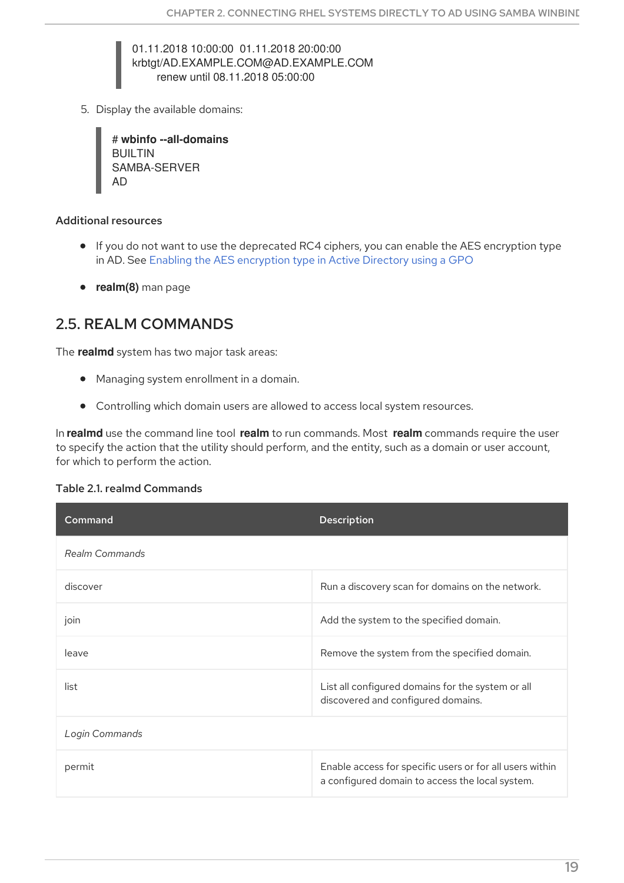```
01.11.2018 10:00:00  01.11.2018 20:00:00
krbtgt/AD.EXAMPLE.COM@AD.EXAMPLE.COM
     renew until 08.11.2018 05:00:00
```

5. Display the available domains:

```
# wbinfo --all-domains
BUILTIN
SAMBA-SERVER
AD
```

#### Additional resources

- If you do not want to use the deprecated RC4 ciphers, you can enable the AES encryption type in AD. See Enabling the AES encryption type in Active Directory using a GPO
- **realm(8)** man page

## 2.5. REALM COMMANDS

The **realmd** system has two major task areas:

- Managing system enrollment in a domain.
- Controlling which domain users are allowed to access local system resources.

In **realmd** use the command line tool **realm** to run commands. Most **realm** commands require the user to specify the action that the utility should perform, and the entity, such as a domain or user account, for which to perform the action.

**Table 2.1. realmd Commands**

| Command | Description |
| --- | --- |
| *Realm Commands* | |
| discover | Run a discovery scan for domains on the network. |
| join | Add the system to the specified domain. |
| leave | Remove the system from the specified domain. |
| list | List all configured domains for the system or all discovered and configured domains. |
| *Login Commands* | |
| permit | Enable access for specific users or for all users within a configured domain to access the local system. |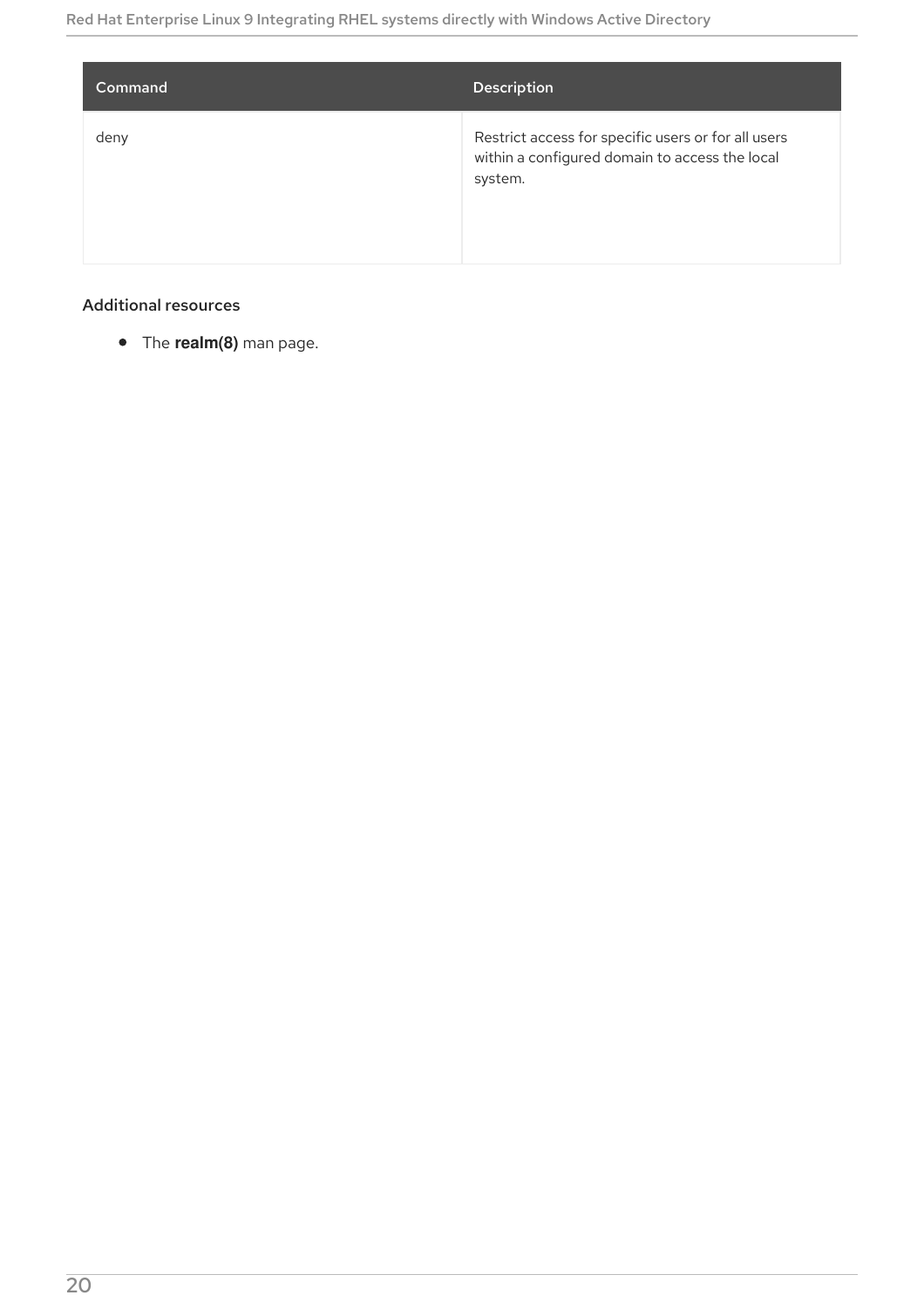| Command | Description |
| --- | --- |
| deny | Restrict access for specific users or for all users within a configured domain to access the local system. |

**Additional resources**

- The **realm(8)** man page.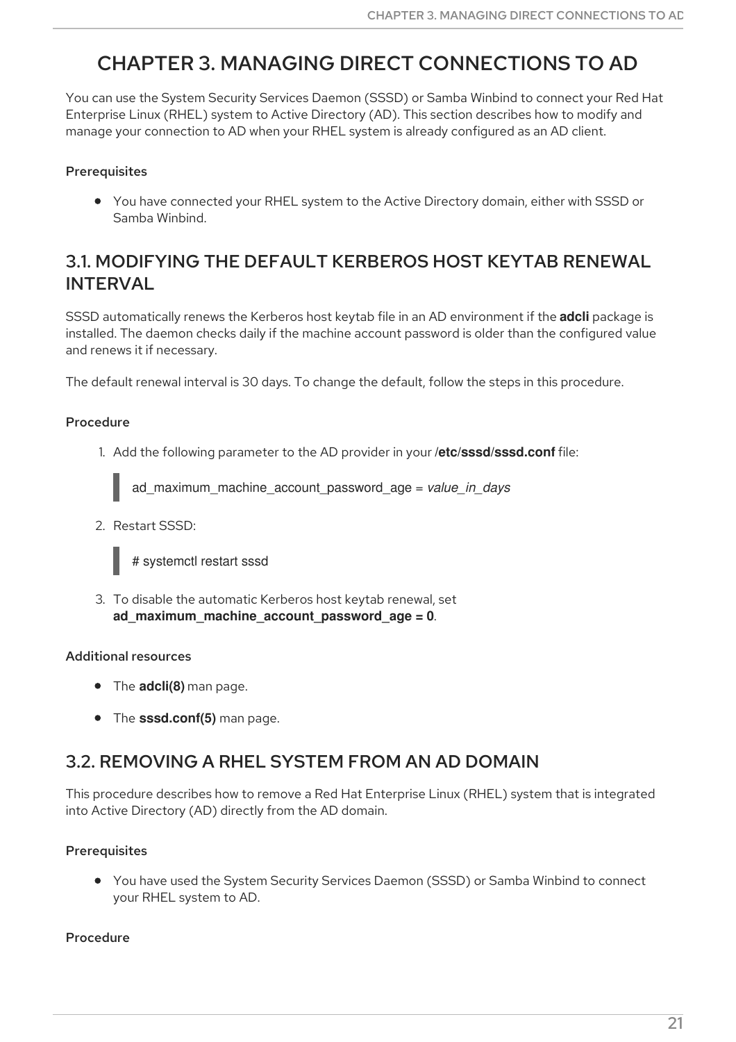# CHAPTER 3. MANAGING DIRECT CONNECTIONS TO AD

You can use the System Security Services Daemon (SSSD) or Samba Winbind to connect your Red Hat Enterprise Linux (RHEL) system to Active Directory (AD). This section describes how to modify and manage your connection to AD when your RHEL system is already configured as an AD client.

### Prerequisites

- You have connected your RHEL system to the Active Directory domain, either with SSSD or Samba Winbind.

## 3.1. MODIFYING THE DEFAULT KERBEROS HOST KEYTAB RENEWAL INTERVAL

SSSD automatically renews the Kerberos host keytab file in an AD environment if the **adcli** package is installed. The daemon checks daily if the machine account password is older than the configured value and renews it if necessary.

The default renewal interval is 30 days. To change the default, follow the steps in this procedure.

### Procedure

1. Add the following parameter to the AD provider in your **/etc/sssd/sssd.conf** file:

```
ad_maximum_machine_account_password_age = value_in_days
```

2. Restart SSSD:

```
# systemctl restart sssd
```

3. To disable the automatic Kerberos host keytab renewal, set **ad_maximum_machine_account_password_age = 0**.

### Additional resources

- The **adcli(8)** man page.
- The **sssd.conf(5)** man page.

## 3.2. REMOVING A RHEL SYSTEM FROM AN AD DOMAIN

This procedure describes how to remove a Red Hat Enterprise Linux (RHEL) system that is integrated into Active Directory (AD) directly from the AD domain.

### Prerequisites

- You have used the System Security Services Daemon (SSSD) or Samba Winbind to connect your RHEL system to AD.

### Procedure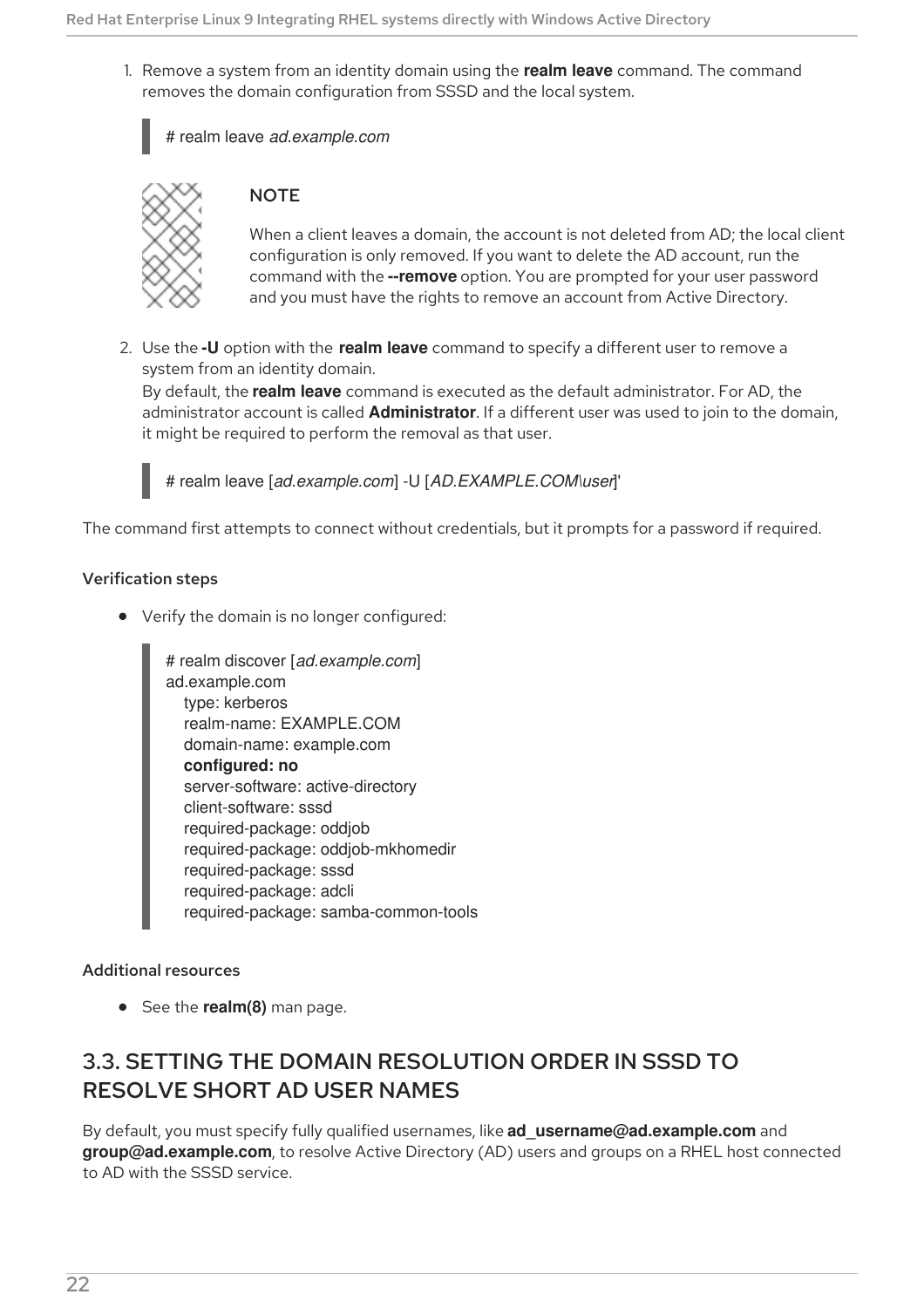1. Remove a system from an identity domain using the **realm leave** command. The command removes the domain configuration from SSSD and the local system.

```
# realm leave ad.example.com
```

> **NOTE**
>
> When a client leaves a domain, the account is not deleted from AD; the local client configuration is only removed. If you want to delete the AD account, run the command with the **--remove** option. You are prompted for your user password and you must have the rights to remove an account from Active Directory.

2. Use the **-U** option with the **realm leave** command to specify a different user to remove a system from an identity domain.
By default, the **realm leave** command is executed as the default administrator. For AD, the administrator account is called **Administrator**. If a different user was used to join to the domain, it might be required to perform the removal as that user.

```
# realm leave [ad.example.com] -U [AD.EXAMPLE.COM\user]'
```

The command first attempts to connect without credentials, but it prompts for a password if required.

#### Verification steps

- Verify the domain is no longer configured:

```
# realm discover [ad.example.com]
ad.example.com
  type: kerberos
  realm-name: EXAMPLE.COM
  domain-name: example.com
  configured: no
  server-software: active-directory
  client-software: sssd
  required-package: oddjob
  required-package: oddjob-mkhomedir
  required-package: sssd
  required-package: adcli
  required-package: samba-common-tools
```

#### Additional resources

- See the **realm(8)** man page.

## 3.3. SETTING THE DOMAIN RESOLUTION ORDER IN SSSD TO RESOLVE SHORT AD USER NAMES

By default, you must specify fully qualified usernames, like **ad_username@ad.example.com** and **group@ad.example.com**, to resolve Active Directory (AD) users and groups on a RHEL host connected to AD with the SSSD service.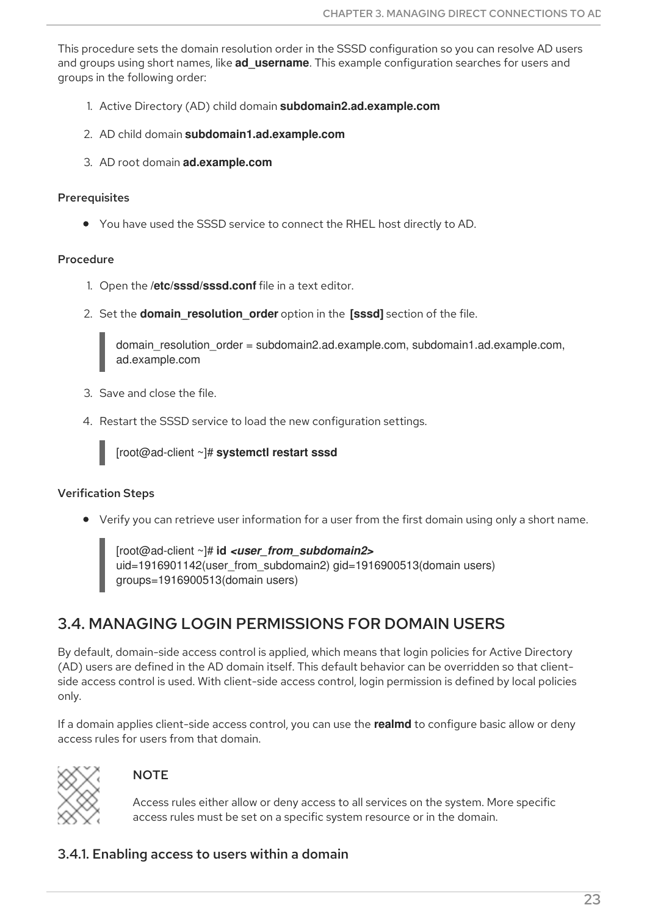This procedure sets the domain resolution order in the SSSD configuration so you can resolve AD users and groups using short names, like **ad_username**. This example configuration searches for users and groups in the following order:

1. Active Directory (AD) child domain **subdomain2.ad.example.com**
2. AD child domain **subdomain1.ad.example.com**
3. AD root domain **ad.example.com**

#### Prerequisites

- You have used the SSSD service to connect the RHEL host directly to AD.

#### Procedure

1. Open the **/etc/sssd/sssd.conf** file in a text editor.
2. Set the **domain_resolution_order** option in the **[sssd]** section of the file.

```
domain_resolution_order = subdomain2.ad.example.com, subdomain1.ad.example.com, ad.example.com
```

3. Save and close the file.
4. Restart the SSSD service to load the new configuration settings.

```
[root@ad-client ~]# systemctl restart sssd
```

#### Verification Steps

- Verify you can retrieve user information for a user from the first domain using only a short name.

```
[root@ad-client ~]# id <user_from_subdomain2>
uid=1916901142(user_from_subdomain2) gid=1916900513(domain users) groups=1916900513(domain users)
```

## 3.4. MANAGING LOGIN PERMISSIONS FOR DOMAIN USERS

By default, domain-side access control is applied, which means that login policies for Active Directory (AD) users are defined in the AD domain itself. This default behavior can be overridden so that client-side access control is used. With client-side access control, login permission is defined by local policies only.

If a domain applies client-side access control, you can use the **realmd** to configure basic allow or deny access rules for users from that domain.

> **NOTE**
>
> Access rules either allow or deny access to all services on the system. More specific access rules must be set on a specific system resource or in the domain.

### 3.4.1. Enabling access to users within a domain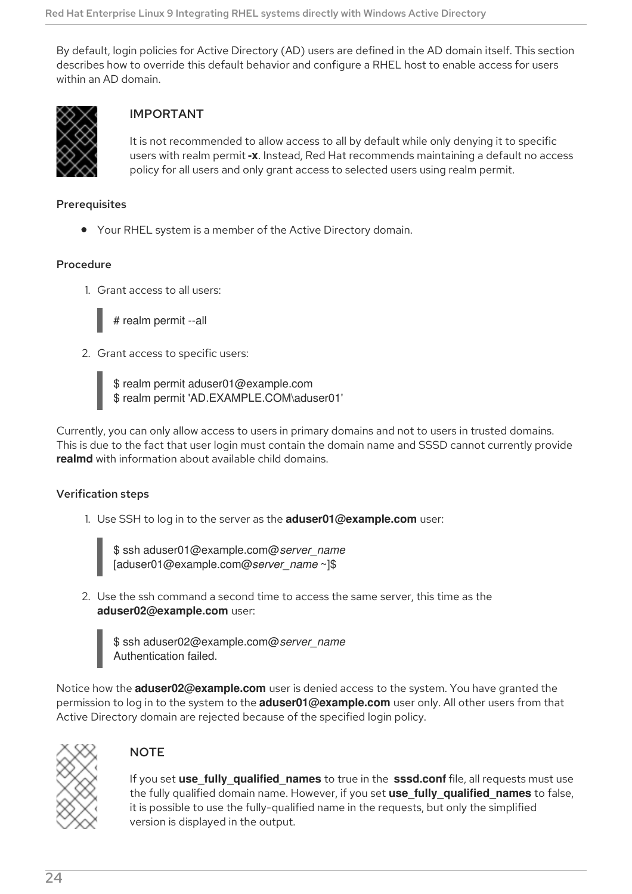By default, login policies for Active Directory (AD) users are defined in the AD domain itself. This section describes how to override this default behavior and configure a RHEL host to enable access for users within an AD domain.

> **IMPORTANT**
>
> It is not recommended to allow access to all by default while only denying it to specific users with realm permit **-x**. Instead, Red Hat recommends maintaining a default no access policy for all users and only grant access to selected users using realm permit.

**Prerequisites**

- Your RHEL system is a member of the Active Directory domain.

**Procedure**

1. Grant access to all users:

```
# realm permit --all
```

2. Grant access to specific users:

```
$ realm permit aduser01@example.com
$ realm permit 'AD.EXAMPLE.COM\aduser01'
```

Currently, you can only allow access to users in primary domains and not to users in trusted domains. This is due to the fact that user login must contain the domain name and SSSD cannot currently provide **realmd** with information about available child domains.

**Verification steps**

1. Use SSH to log in to the server as the **aduser01@example.com** user:

```
$ ssh aduser01@example.com@server_name
[aduser01@example.com@server_name ~]$
```

2. Use the ssh command a second time to access the same server, this time as the **aduser02@example.com** user:

```
$ ssh aduser02@example.com@server_name
Authentication failed.
```

Notice how the **aduser02@example.com** user is denied access to the system. You have granted the permission to log in to the system to the **aduser01@example.com** user only. All other users from that Active Directory domain are rejected because of the specified login policy.

> **NOTE**
>
> If you set **use_fully_qualified_names** to true in the **sssd.conf** file, all requests must use the fully qualified domain name. However, if you set **use_fully_qualified_names** to false, it is possible to use the fully-qualified name in the requests, but only the simplified version is displayed in the output.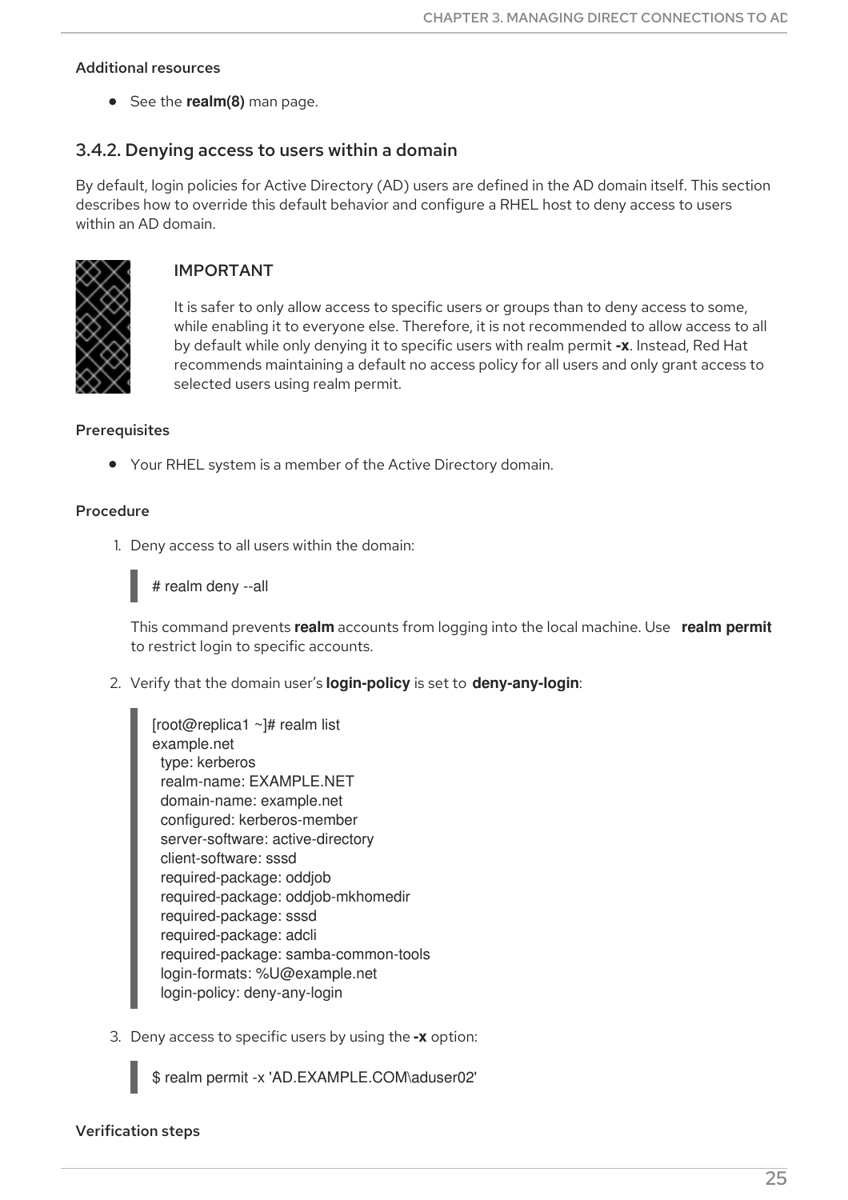Additional resources

- See the **realm(8)** man page.

### 3.4.2. Denying access to users within a domain

By default, login policies for Active Directory (AD) users are defined in the AD domain itself. This section describes how to override this default behavior and configure a RHEL host to deny access to users within an AD domain.

> **IMPORTANT**
>
> It is safer to only allow access to specific users or groups than to deny access to some, while enabling it to everyone else. Therefore, it is not recommended to allow access to all by default while only denying it to specific users with realm permit **-x**. Instead, Red Hat recommends maintaining a default no access policy for all users and only grant access to selected users using realm permit.

Prerequisites

- Your RHEL system is a member of the Active Directory domain.

Procedure

1. Deny access to all users within the domain:

   ```
   # realm deny --all
   ```

   This command prevents **realm** accounts from logging into the local machine. Use **realm permit** to restrict login to specific accounts.

2. Verify that the domain user's **login-policy** is set to **deny-any-login**:

   ```
   [root@replica1 ~]# realm list
   example.net
     type: kerberos
     realm-name: EXAMPLE.NET
     domain-name: example.net
     configured: kerberos-member
     server-software: active-directory
     client-software: sssd
     required-package: oddjob
     required-package: oddjob-mkhomedir
     required-package: sssd
     required-package: adcli
     required-package: samba-common-tools
     login-formats: %U@example.net
     login-policy: deny-any-login
   ```

3. Deny access to specific users by using the **-x** option:

   ```
   $ realm permit -x 'AD.EXAMPLE.COM\aduser02'
   ```

Verification steps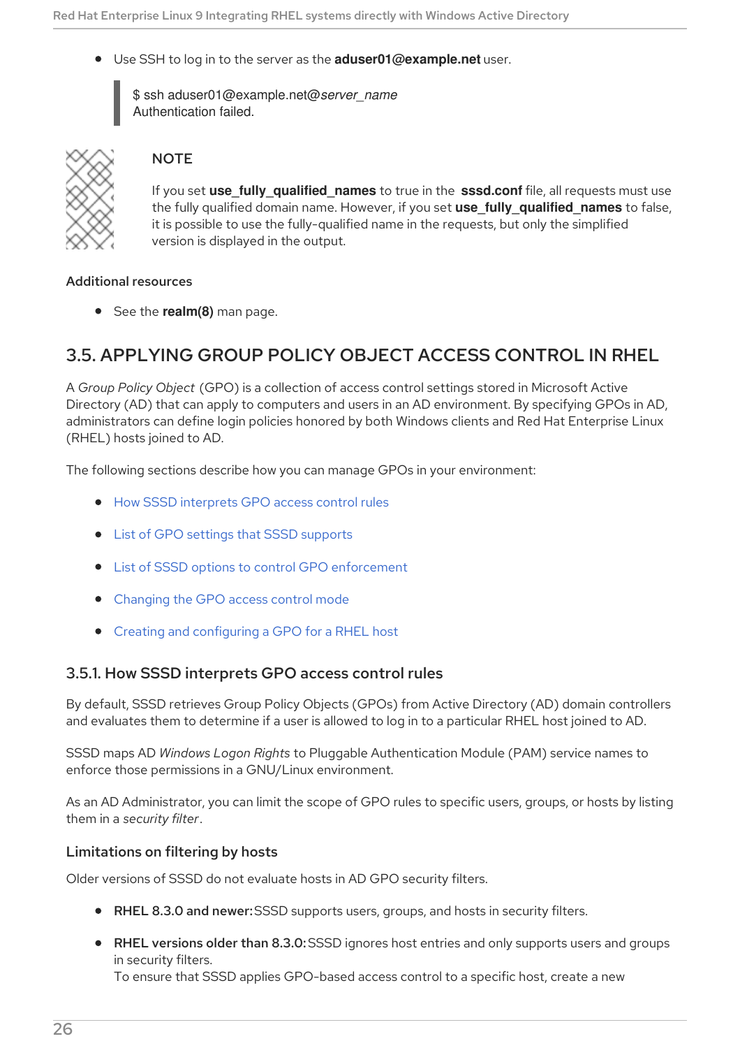- Use SSH to log in to the server as the **aduser01@example.net** user.

```
$ ssh aduser01@example.net@server_name
Authentication failed.
```

> **NOTE**
>
> If you set **use_fully_qualified_names** to true in the **sssd.conf** file, all requests must use the fully qualified domain name. However, if you set **use_fully_qualified_names** to false, it is possible to use the fully-qualified name in the requests, but only the simplified version is displayed in the output.

**Additional resources**

- See the **realm(8)** man page.

## 3.5. APPLYING GROUP POLICY OBJECT ACCESS CONTROL IN RHEL

A *Group Policy Object* (GPO) is a collection of access control settings stored in Microsoft Active Directory (AD) that can apply to computers and users in an AD environment. By specifying GPOs in AD, administrators can define login policies honored by both Windows clients and Red Hat Enterprise Linux (RHEL) hosts joined to AD.

The following sections describe how you can manage GPOs in your environment:

- How SSSD interprets GPO access control rules
- List of GPO settings that SSSD supports
- List of SSSD options to control GPO enforcement
- Changing the GPO access control mode
- Creating and configuring a GPO for a RHEL host

### 3.5.1. How SSSD interprets GPO access control rules

By default, SSSD retrieves Group Policy Objects (GPOs) from Active Directory (AD) domain controllers and evaluates them to determine if a user is allowed to log in to a particular RHEL host joined to AD.

SSSD maps AD *Windows Logon Rights* to Pluggable Authentication Module (PAM) service names to enforce those permissions in a GNU/Linux environment.

As an AD Administrator, you can limit the scope of GPO rules to specific users, groups, or hosts by listing them in a *security filter*.

#### Limitations on filtering by hosts

Older versions of SSSD do not evaluate hosts in AD GPO security filters.

- **RHEL 8.3.0 and newer:** SSSD supports users, groups, and hosts in security filters.
- **RHEL versions older than 8.3.0:** SSSD ignores host entries and only supports users and groups in security filters.
  To ensure that SSSD applies GPO-based access control to a specific host, create a new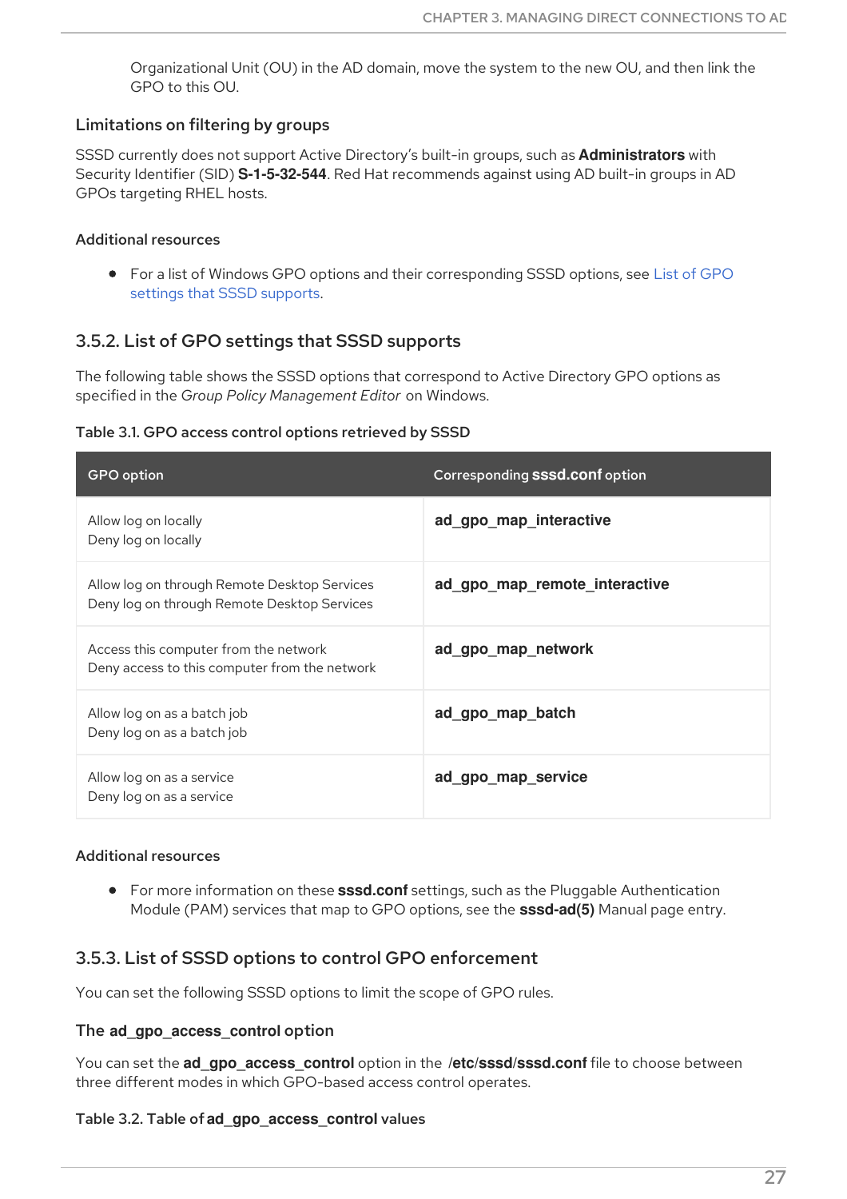Organizational Unit (OU) in the AD domain, move the system to the new OU, and then link the GPO to this OU.

#### Limitations on filtering by groups

SSSD currently does not support Active Directory's built-in groups, such as **Administrators** with Security Identifier (SID) **S-1-5-32-544**. Red Hat recommends against using AD built-in groups in AD GPOs targeting RHEL hosts.

##### Additional resources

- For a list of Windows GPO options and their corresponding SSSD options, see List of GPO settings that SSSD supports.

### 3.5.2. List of GPO settings that SSSD supports

The following table shows the SSSD options that correspond to Active Directory GPO options as specified in the *Group Policy Management Editor* on Windows.

**Table 3.1. GPO access control options retrieved by SSSD**

| GPO option | Corresponding **sssd.conf** option |
| --- | --- |
| Allow log on locally<br>Deny log on locally | **ad_gpo_map_interactive** |
| Allow log on through Remote Desktop Services<br>Deny log on through Remote Desktop Services | **ad_gpo_map_remote_interactive** |
| Access this computer from the network<br>Deny access to this computer from the network | **ad_gpo_map_network** |
| Allow log on as a batch job<br>Deny log on as a batch job | **ad_gpo_map_batch** |
| Allow log on as a service<br>Deny log on as a service | **ad_gpo_map_service** |

##### Additional resources

- For more information on these **sssd.conf** settings, such as the Pluggable Authentication Module (PAM) services that map to GPO options, see the **sssd-ad(5)** Manual page entry.

### 3.5.3. List of SSSD options to control GPO enforcement

You can set the following SSSD options to limit the scope of GPO rules.

#### The ad_gpo_access_control option

You can set the **ad_gpo_access_control** option in the **/etc/sssd/sssd.conf** file to choose between three different modes in which GPO-based access control operates.

**Table 3.2. Table of ad_gpo_access_control values**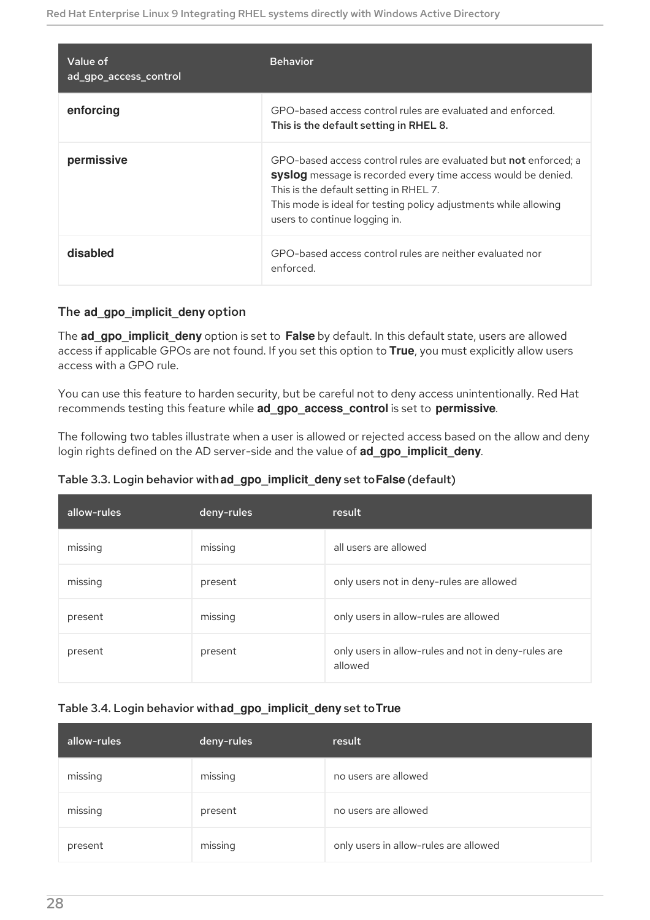| Value of ad_gpo_access_control | Behavior |
| --- | --- |
| **enforcing** | GPO-based access control rules are evaluated and enforced. **This is the default setting in RHEL 8.** |
| **permissive** | GPO-based access control rules are evaluated but **not** enforced; a **syslog** message is recorded every time access would be denied. This is the default setting in RHEL 7. This mode is ideal for testing policy adjustments while allowing users to continue logging in. |
| **disabled** | GPO-based access control rules are neither evaluated nor enforced. |

### The ad_gpo_implicit_deny option

The **ad_gpo_implicit_deny** option is set to **False** by default. In this default state, users are allowed access if applicable GPOs are not found. If you set this option to **True**, you must explicitly allow users access with a GPO rule.

You can use this feature to harden security, but be careful not to deny access unintentionally. Red Hat recommends testing this feature while **ad_gpo_access_control** is set to **permissive**.

The following two tables illustrate when a user is allowed or rejected access based on the allow and deny login rights defined on the AD server-side and the value of **ad_gpo_implicit_deny**.

**Table 3.3. Login behavior with ad_gpo_implicit_deny set to False (default)**

| allow-rules | deny-rules | result |
| --- | --- | --- |
| missing | missing | all users are allowed |
| missing | present | only users not in deny-rules are allowed |
| present | missing | only users in allow-rules are allowed |
| present | present | only users in allow-rules and not in deny-rules are allowed |

**Table 3.4. Login behavior with ad_gpo_implicit_deny set to True**

| allow-rules | deny-rules | result |
| --- | --- | --- |
| missing | missing | no users are allowed |
| missing | present | no users are allowed |
| present | missing | only users in allow-rules are allowed |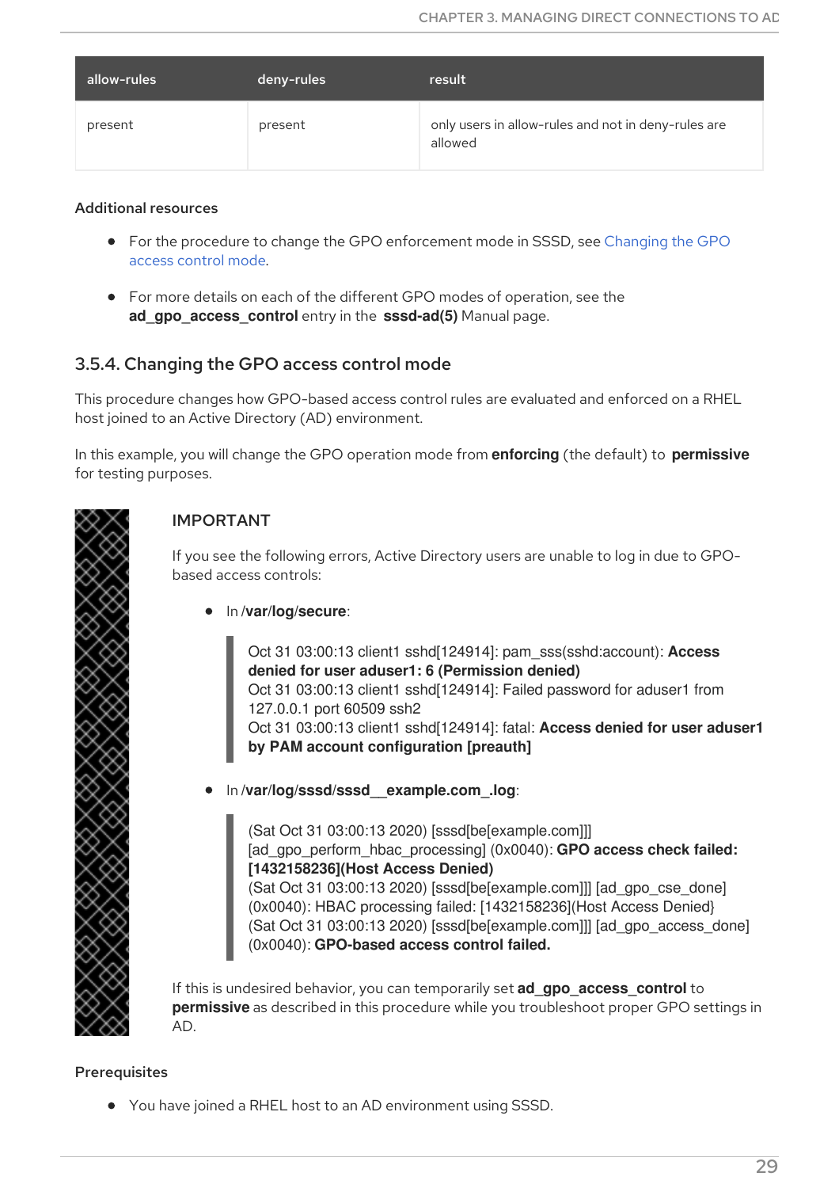| allow-rules | deny-rules | result |
| --- | --- | --- |
| present | present | only users in allow-rules and not in deny-rules are allowed |

#### Additional resources

- For the procedure to change the GPO enforcement mode in SSSD, see Changing the GPO access control mode.
- For more details on each of the different GPO modes of operation, see the **ad_gpo_access_control** entry in the **sssd-ad(5)** Manual page.

### 3.5.4. Changing the GPO access control mode

This procedure changes how GPO-based access control rules are evaluated and enforced on a RHEL host joined to an Active Directory (AD) environment.

In this example, you will change the GPO operation mode from **enforcing** (the default) to **permissive** for testing purposes.

> **IMPORTANT**
>
> If you see the following errors, Active Directory users are unable to log in due to GPO-based access controls:
>
> - In **/var/log/secure**:
>
> ```
> Oct 31 03:00:13 client1 sshd[124914]: pam_sss(sshd:account): Access denied for user aduser1: 6 (Permission denied)
> Oct 31 03:00:13 client1 sshd[124914]: Failed password for aduser1 from 127.0.0.1 port 60509 ssh2
> Oct 31 03:00:13 client1 sshd[124914]: fatal: Access denied for user aduser1 by PAM account configuration [preauth]
> ```
>
> - In **/var/log/sssd/sssd__example.com_.log**:
>
> ```
> (Sat Oct 31 03:00:13 2020) [sssd[be[example.com]]] [ad_gpo_perform_hbac_processing] (0x0040): GPO access check failed: [1432158236](Host Access Denied)
> (Sat Oct 31 03:00:13 2020) [sssd[be[example.com]]] [ad_gpo_cse_done] (0x0040): HBAC processing failed: [1432158236](Host Access Denied}
> (Sat Oct 31 03:00:13 2020) [sssd[be[example.com]]] [ad_gpo_access_done] (0x0040): GPO-based access control failed.
> ```
>
> If this is undesired behavior, you can temporarily set **ad_gpo_access_control** to **permissive** as described in this procedure while you troubleshoot proper GPO settings in AD.

#### Prerequisites

- You have joined a RHEL host to an AD environment using SSSD.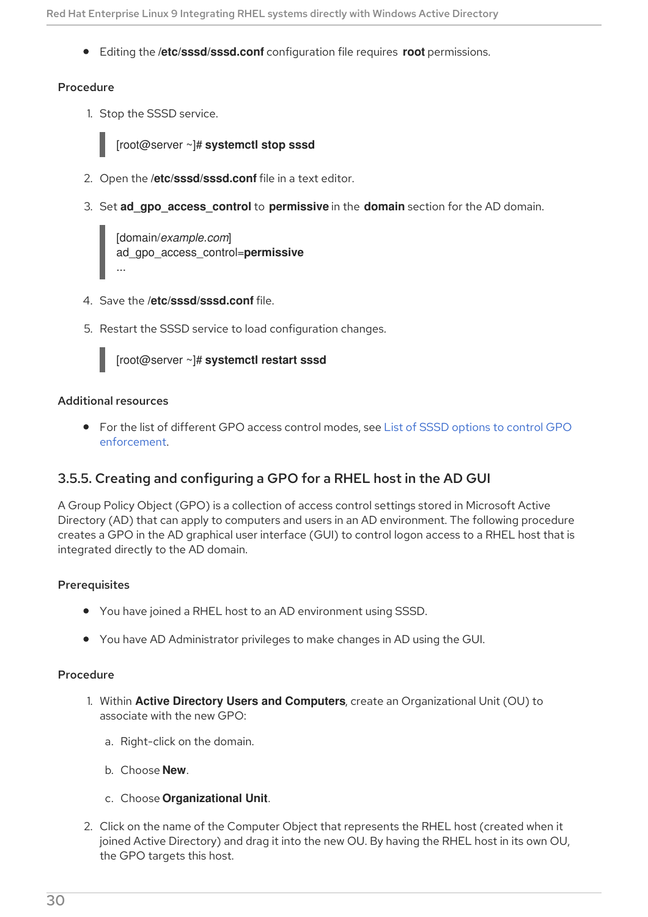- Editing the **/etc/sssd/sssd.conf** configuration file requires **root** permissions.

### Procedure

1. Stop the SSSD service.

   ```
   [root@server ~]# systemctl stop sssd
   ```

2. Open the **/etc/sssd/sssd.conf** file in a text editor.

3. Set **ad_gpo_access_control** to **permissive** in the **domain** section for the AD domain.

   ```
   [domain/example.com]
   ad_gpo_access_control=permissive
   ...
   ```

4. Save the **/etc/sssd/sssd.conf** file.

5. Restart the SSSD service to load configuration changes.

   ```
   [root@server ~]# systemctl restart sssd
   ```

### Additional resources

- For the list of different GPO access control modes, see List of SSSD options to control GPO enforcement.

## 3.5.5. Creating and configuring a GPO for a RHEL host in the AD GUI

A Group Policy Object (GPO) is a collection of access control settings stored in Microsoft Active Directory (AD) that can apply to computers and users in an AD environment. The following procedure creates a GPO in the AD graphical user interface (GUI) to control logon access to a RHEL host that is integrated directly to the AD domain.

### Prerequisites

- You have joined a RHEL host to an AD environment using SSSD.
- You have AD Administrator privileges to make changes in AD using the GUI.

### Procedure

1. Within **Active Directory Users and Computers**, create an Organizational Unit (OU) to associate with the new GPO:
   a. Right-click on the domain.
   b. Choose **New**.
   c. Choose **Organizational Unit**.

2. Click on the name of the Computer Object that represents the RHEL host (created when it joined Active Directory) and drag it into the new OU. By having the RHEL host in its own OU, the GPO targets this host.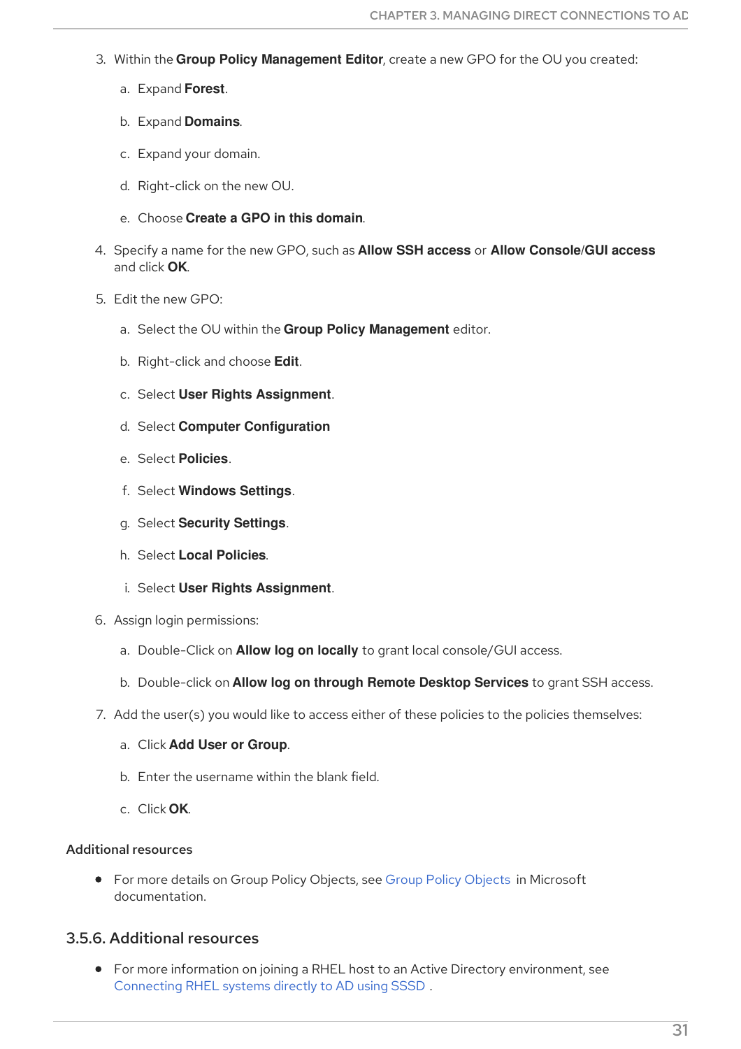3. Within the **Group Policy Management Editor**, create a new GPO for the OU you created:

   a. Expand **Forest**.

   b. Expand **Domains**.

   c. Expand your domain.

   d. Right-click on the new OU.

   e. Choose **Create a GPO in this domain**.

4. Specify a name for the new GPO, such as **Allow SSH access** or **Allow Console/GUI access** and click **OK**.

5. Edit the new GPO:

   a. Select the OU within the **Group Policy Management** editor.

   b. Right-click and choose **Edit**.

   c. Select **User Rights Assignment**.

   d. Select **Computer Configuration**

   e. Select **Policies**.

   f. Select **Windows Settings**.

   g. Select **Security Settings**.

   h. Select **Local Policies**.

   i. Select **User Rights Assignment**.

6. Assign login permissions:

   a. Double-Click on **Allow log on locally** to grant local console/GUI access.

   b. Double-click on **Allow log on through Remote Desktop Services** to grant SSH access.

7. Add the user(s) you would like to access either of these policies to the policies themselves:

   a. Click **Add User or Group**.

   b. Enter the username within the blank field.

   c. Click **OK**.

#### Additional resources

- For more details on Group Policy Objects, see Group Policy Objects in Microsoft documentation.

### 3.5.6. Additional resources

- For more information on joining a RHEL host to an Active Directory environment, see Connecting RHEL systems directly to AD using SSSD .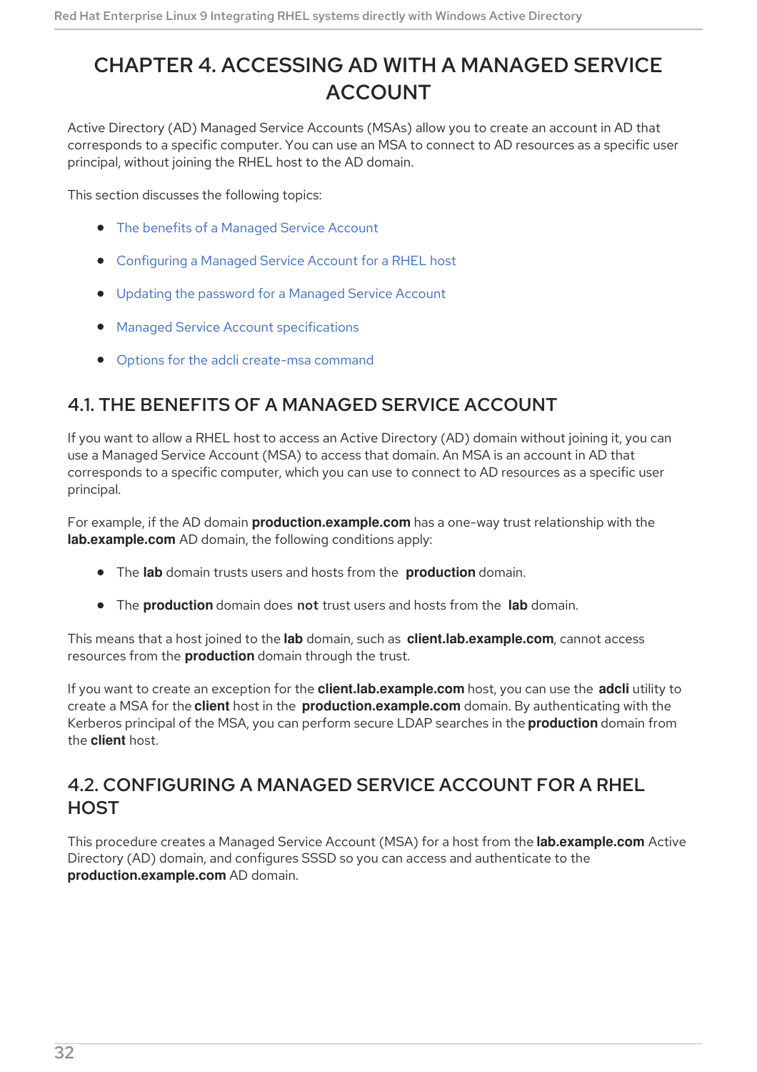# CHAPTER 4. ACCESSING AD WITH A MANAGED SERVICE ACCOUNT

Active Directory (AD) Managed Service Accounts (MSAs) allow you to create an account in AD that corresponds to a specific computer. You can use an MSA to connect to AD resources as a specific user principal, without joining the RHEL host to the AD domain.

This section discusses the following topics:

- The benefits of a Managed Service Account
- Configuring a Managed Service Account for a RHEL host
- Updating the password for a Managed Service Account
- Managed Service Account specifications
- Options for the adcli create-msa command

## 4.1. THE BENEFITS OF A MANAGED SERVICE ACCOUNT

If you want to allow a RHEL host to access an Active Directory (AD) domain without joining it, you can use a Managed Service Account (MSA) to access that domain. An MSA is an account in AD that corresponds to a specific computer, which you can use to connect to AD resources as a specific user principal.

For example, if the AD domain **production.example.com** has a one-way trust relationship with the **lab.example.com** AD domain, the following conditions apply:

- The **lab** domain trusts users and hosts from the **production** domain.
- The **production** domain does **not** trust users and hosts from the **lab** domain.

This means that a host joined to the **lab** domain, such as **client.lab.example.com**, cannot access resources from the **production** domain through the trust.

If you want to create an exception for the **client.lab.example.com** host, you can use the **adcli** utility to create a MSA for the **client** host in the **production.example.com** domain. By authenticating with the Kerberos principal of the MSA, you can perform secure LDAP searches in the **production** domain from the **client** host.

## 4.2. CONFIGURING A MANAGED SERVICE ACCOUNT FOR A RHEL HOST

This procedure creates a Managed Service Account (MSA) for a host from the **lab.example.com** Active Directory (AD) domain, and configures SSSD so you can access and authenticate to the **production.example.com** AD domain.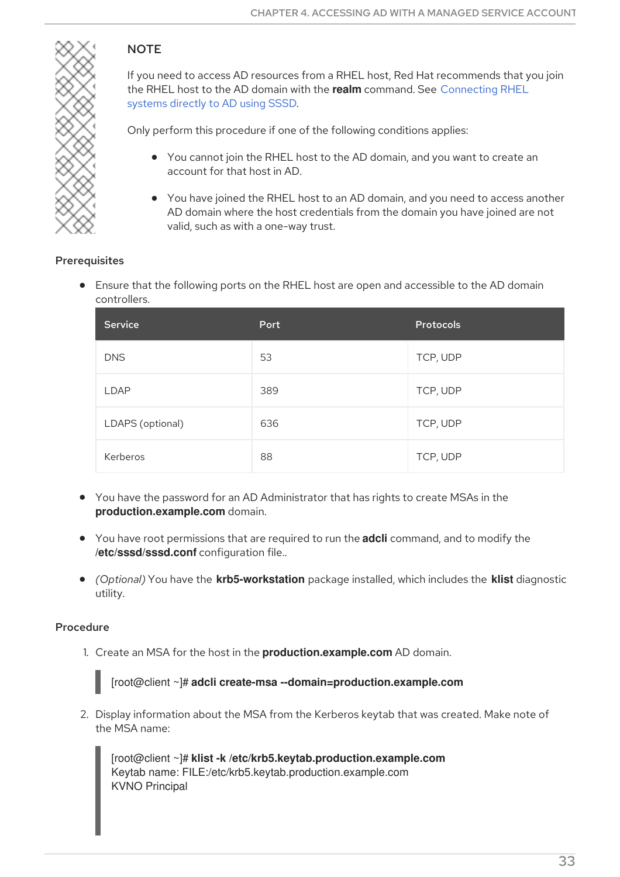> **NOTE**
>
> If you need to access AD resources from a RHEL host, Red Hat recommends that you join the RHEL host to the AD domain with the **realm** command. See Connecting RHEL systems directly to AD using SSSD.
>
> Only perform this procedure if one of the following conditions applies:
>
> - You cannot join the RHEL host to the AD domain, and you want to create an account for that host in AD.
> - You have joined the RHEL host to an AD domain, and you need to access another AD domain where the host credentials from the domain you have joined are not valid, such as with a one-way trust.

### Prerequisites

- Ensure that the following ports on the RHEL host are open and accessible to the AD domain controllers.

| Service | Port | Protocols |
| --- | --- | --- |
| DNS | 53 | TCP, UDP |
| LDAP | 389 | TCP, UDP |
| LDAPS (optional) | 636 | TCP, UDP |
| Kerberos | 88 | TCP, UDP |

- You have the password for an AD Administrator that has rights to create MSAs in the **production.example.com** domain.
- You have root permissions that are required to run the **adcli** command, and to modify the **/etc/sssd/sssd.conf** configuration file..
- *(Optional)* You have the **krb5-workstation** package installed, which includes the **klist** diagnostic utility.

### Procedure

1. Create an MSA for the host in the **production.example.com** AD domain.

```
[root@client ~]# adcli create-msa --domain=production.example.com
```

2. Display information about the MSA from the Kerberos keytab that was created. Make note of the MSA name:

```
[root@client ~]# klist -k /etc/krb5.keytab.production.example.com
Keytab name: FILE:/etc/krb5.keytab.production.example.com
KVNO Principal
```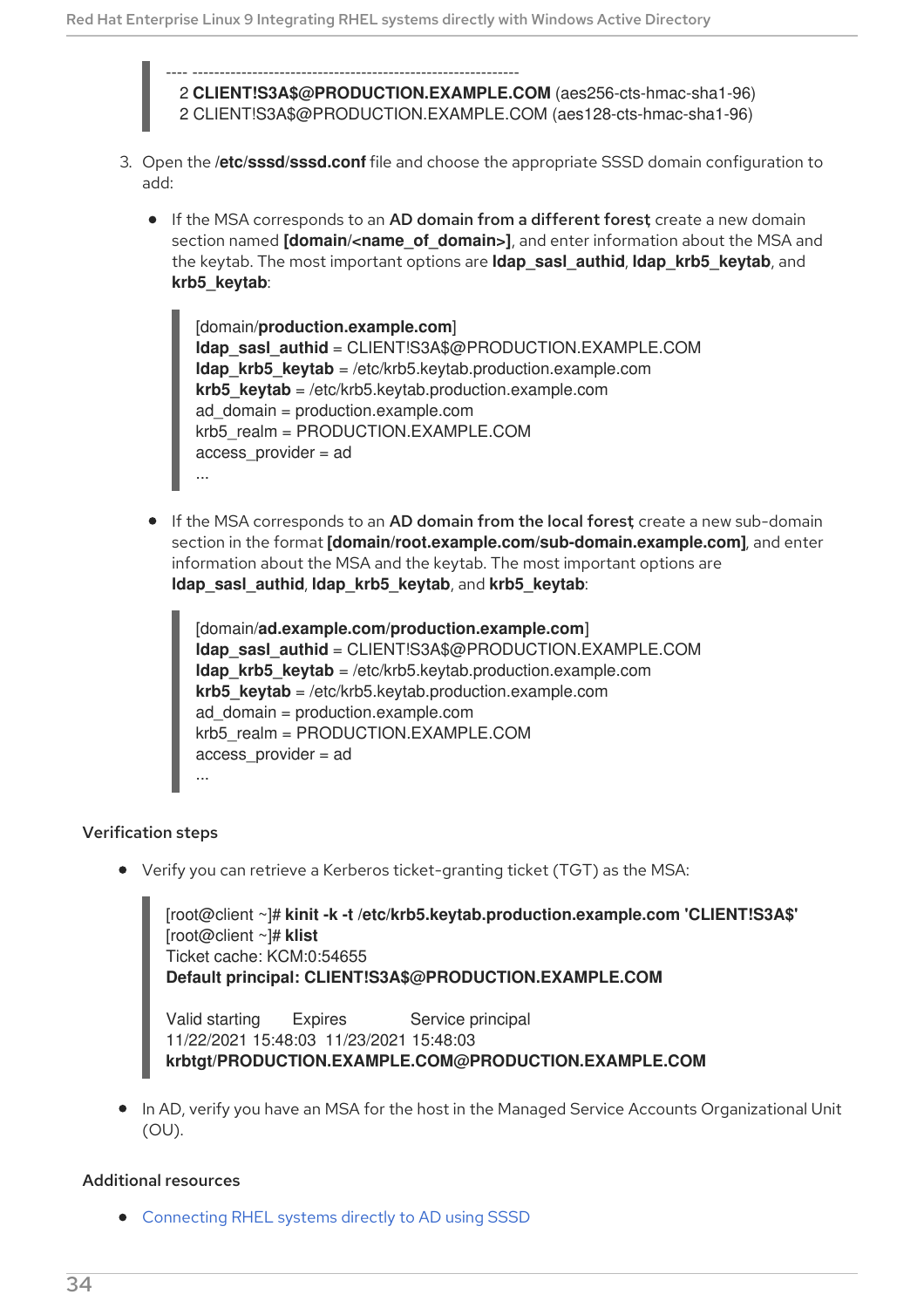```
---- ---------------------------------------------------------------
   2 CLIENT!S3A$@PRODUCTION.EXAMPLE.COM (aes256-cts-hmac-sha1-96)
   2 CLIENT!S3A$@PRODUCTION.EXAMPLE.COM (aes128-cts-hmac-sha1-96)
```

3. Open the **/etc/sssd/sssd.conf** file and choose the appropriate SSSD domain configuration to add:

   - If the MSA corresponds to an **AD domain from a different forest**, create a new domain section named **[domain/<name_of_domain>]**, and enter information about the MSA and the keytab. The most important options are **ldap_sasl_authid**, **ldap_krb5_keytab**, and **krb5_keytab**:

     ```
     [domain/production.example.com]
     ldap_sasl_authid = CLIENT!S3A$@PRODUCTION.EXAMPLE.COM
     ldap_krb5_keytab = /etc/krb5.keytab.production.example.com
     krb5_keytab = /etc/krb5.keytab.production.example.com
     ad_domain = production.example.com
     krb5_realm = PRODUCTION.EXAMPLE.COM
     access_provider = ad
     ...
     ```

   - If the MSA corresponds to an **AD domain from the local forest**, create a new sub-domain section in the format **[domain/root.example.com/sub-domain.example.com]**, and enter information about the MSA and the keytab. The most important options are **ldap_sasl_authid**, **ldap_krb5_keytab**, and **krb5_keytab**:

     ```
     [domain/ad.example.com/production.example.com]
     ldap_sasl_authid = CLIENT!S3A$@PRODUCTION.EXAMPLE.COM
     ldap_krb5_keytab = /etc/krb5.keytab.production.example.com
     krb5_keytab = /etc/krb5.keytab.production.example.com
     ad_domain = production.example.com
     krb5_realm = PRODUCTION.EXAMPLE.COM
     access_provider = ad
     ...
     ```

### Verification steps

- Verify you can retrieve a Kerberos ticket-granting ticket (TGT) as the MSA:

  ```
  [root@client ~]# kinit -k -t /etc/krb5.keytab.production.example.com 'CLIENT!S3A$'
  [root@client ~]# klist
  Ticket cache: KCM:0:54655
  Default principal: CLIENT!S3A$@PRODUCTION.EXAMPLE.COM

  Valid starting       Expires              Service principal
  11/22/2021 15:48:03  11/23/2021 15:48:03
  krbtgt/PRODUCTION.EXAMPLE.COM@PRODUCTION.EXAMPLE.COM
  ```

- In AD, verify you have an MSA for the host in the Managed Service Accounts Organizational Unit (OU).

### Additional resources

- Connecting RHEL systems directly to AD using SSSD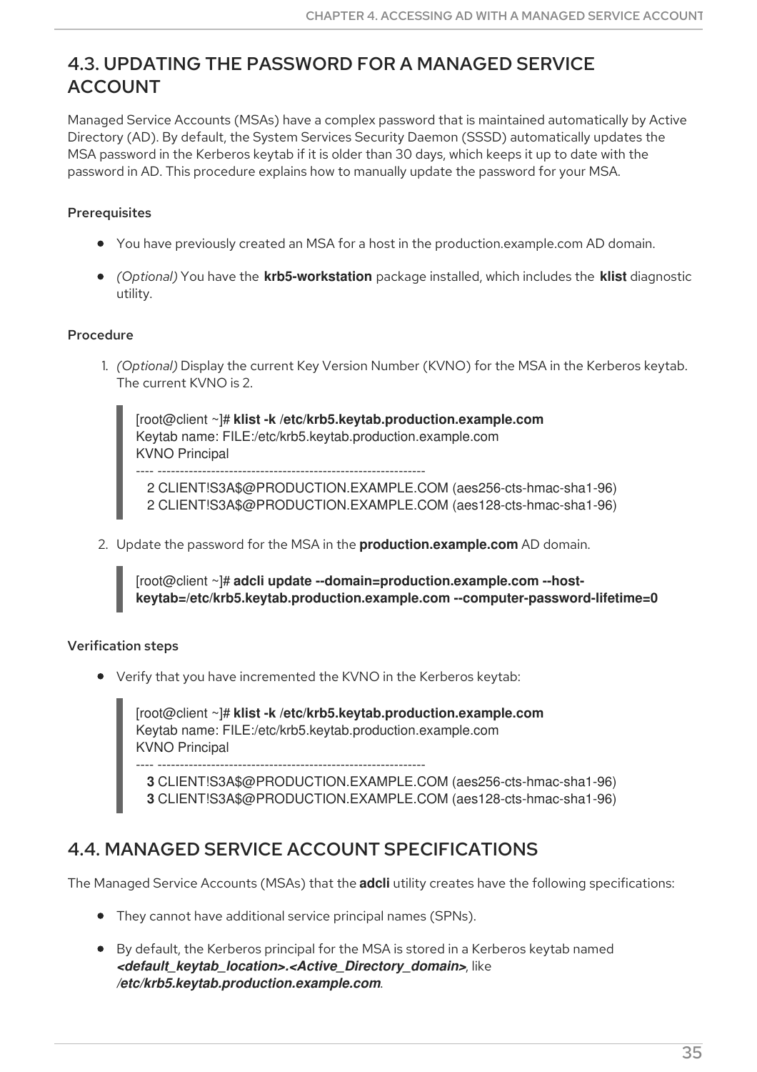## 4.3. UPDATING THE PASSWORD FOR A MANAGED SERVICE ACCOUNT

Managed Service Accounts (MSAs) have a complex password that is maintained automatically by Active Directory (AD). By default, the System Services Security Daemon (SSSD) automatically updates the MSA password in the Kerberos keytab if it is older than 30 days, which keeps it up to date with the password in AD. This procedure explains how to manually update the password for your MSA.

### Prerequisites

- You have previously created an MSA for a host in the production.example.com AD domain.
- *(Optional)* You have the **krb5-workstation** package installed, which includes the **klist** diagnostic utility.

### Procedure

1. *(Optional)* Display the current Key Version Number (KVNO) for the MSA in the Kerberos keytab. The current KVNO is 2.

```
[root@client ~]# klist -k /etc/krb5.keytab.production.example.com
Keytab name: FILE:/etc/krb5.keytab.production.example.com
KVNO Principal
---- ------------------------------------------------------------
   2 CLIENT!S3A$@PRODUCTION.EXAMPLE.COM (aes256-cts-hmac-sha1-96)
   2 CLIENT!S3A$@PRODUCTION.EXAMPLE.COM (aes128-cts-hmac-sha1-96)
```

2. Update the password for the MSA in the **production.example.com** AD domain.

```
[root@client ~]# adcli update --domain=production.example.com --host-keytab=/etc/krb5.keytab.production.example.com --computer-password-lifetime=0
```

### Verification steps

- Verify that you have incremented the KVNO in the Kerberos keytab:

```
[root@client ~]# klist -k /etc/krb5.keytab.production.example.com
Keytab name: FILE:/etc/krb5.keytab.production.example.com
KVNO Principal
---- ------------------------------------------------------------
   3 CLIENT!S3A$@PRODUCTION.EXAMPLE.COM (aes256-cts-hmac-sha1-96)
   3 CLIENT!S3A$@PRODUCTION.EXAMPLE.COM (aes128-cts-hmac-sha1-96)
```

## 4.4. MANAGED SERVICE ACCOUNT SPECIFICATIONS

The Managed Service Accounts (MSAs) that the **adcli** utility creates have the following specifications:

- They cannot have additional service principal names (SPNs).
- By default, the Kerberos principal for the MSA is stored in a Kerberos keytab named ***<default_keytab_location>.<Active_Directory_domain>***, like ***/etc/krb5.keytab.production.example.com***.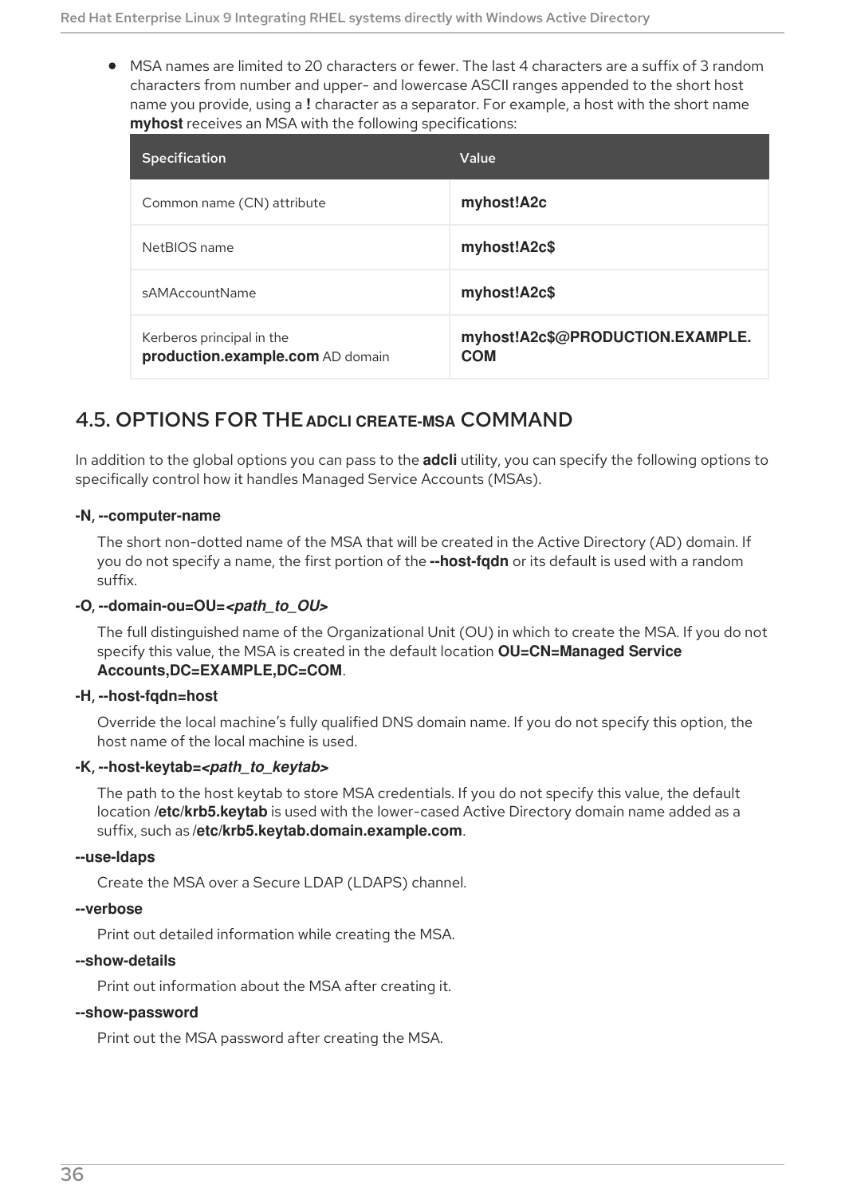- MSA names are limited to 20 characters or fewer. The last 4 characters are a suffix of 3 random characters from number and upper- and lowercase ASCII ranges appended to the short host name you provide, using a **!** character as a separator. For example, a host with the short name **myhost** receives an MSA with the following specifications:

| Specification | Value |
|---|---|
| Common name (CN) attribute | **myhost!A2c** |
| NetBIOS name | **myhost!A2c$** |
| sAMAccountName | **myhost!A2c$** |
| Kerberos principal in the **production.example.com** AD domain | **myhost!A2c$@PRODUCTION.EXAMPLE.COM** |

## 4.5. OPTIONS FOR THE ADCLI CREATE-MSA COMMAND

In addition to the global options you can pass to the **adcli** utility, you can specify the following options to specifically control how it handles Managed Service Accounts (MSAs).

**-N, --computer-name**

The short non-dotted name of the MSA that will be created in the Active Directory (AD) domain. If you do not specify a name, the first portion of the **--host-fqdn** or its default is used with a random suffix.

**-O, --domain-ou=OU=*<path_to_OU>***

The full distinguished name of the Organizational Unit (OU) in which to create the MSA. If you do not specify this value, the MSA is created in the default location **OU=CN=Managed Service Accounts,DC=EXAMPLE,DC=COM**.

**-H, --host-fqdn=host**

Override the local machine's fully qualified DNS domain name. If you do not specify this option, the host name of the local machine is used.

**-K, --host-keytab=*<path_to_keytab>***

The path to the host keytab to store MSA credentials. If you do not specify this value, the default location **/etc/krb5.keytab** is used with the lower-cased Active Directory domain name added as a suffix, such as **/etc/krb5.keytab.domain.example.com**.

**--use-ldaps**

Create the MSA over a Secure LDAP (LDAPS) channel.

**--verbose**

Print out detailed information while creating the MSA.

**--show-details**

Print out information about the MSA after creating it.

**--show-password**

Print out the MSA password after creating the MSA.